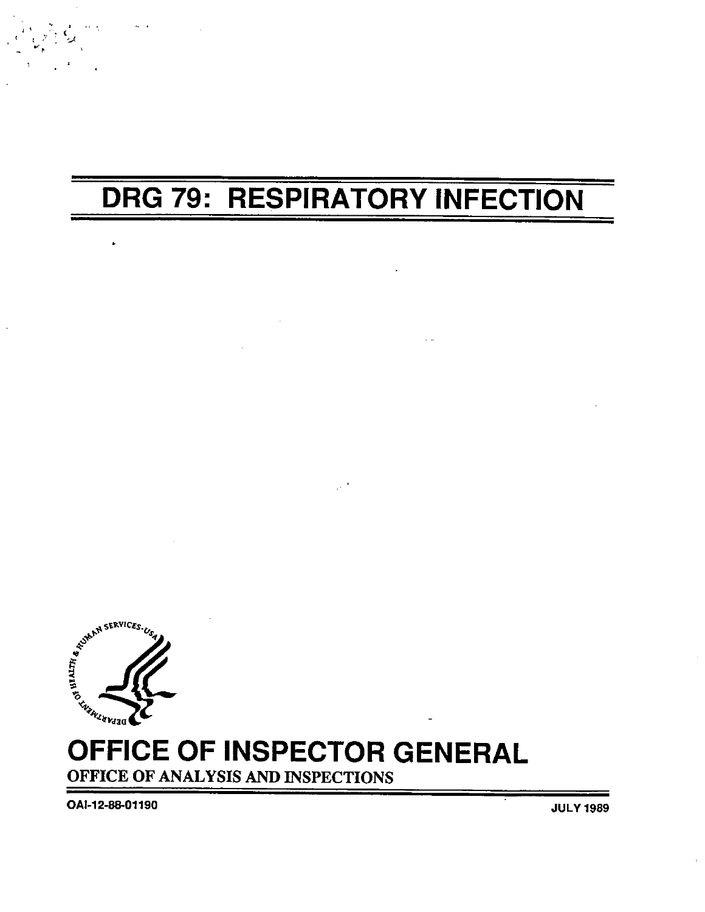# DRG 79: RESPIRATORY INFECTION

## OFFICE OF INSPECTOR GENERAL

OFFICE OF ANALYSIS AND INSPECTIONS

OAI-12-88-01190

JULY 1989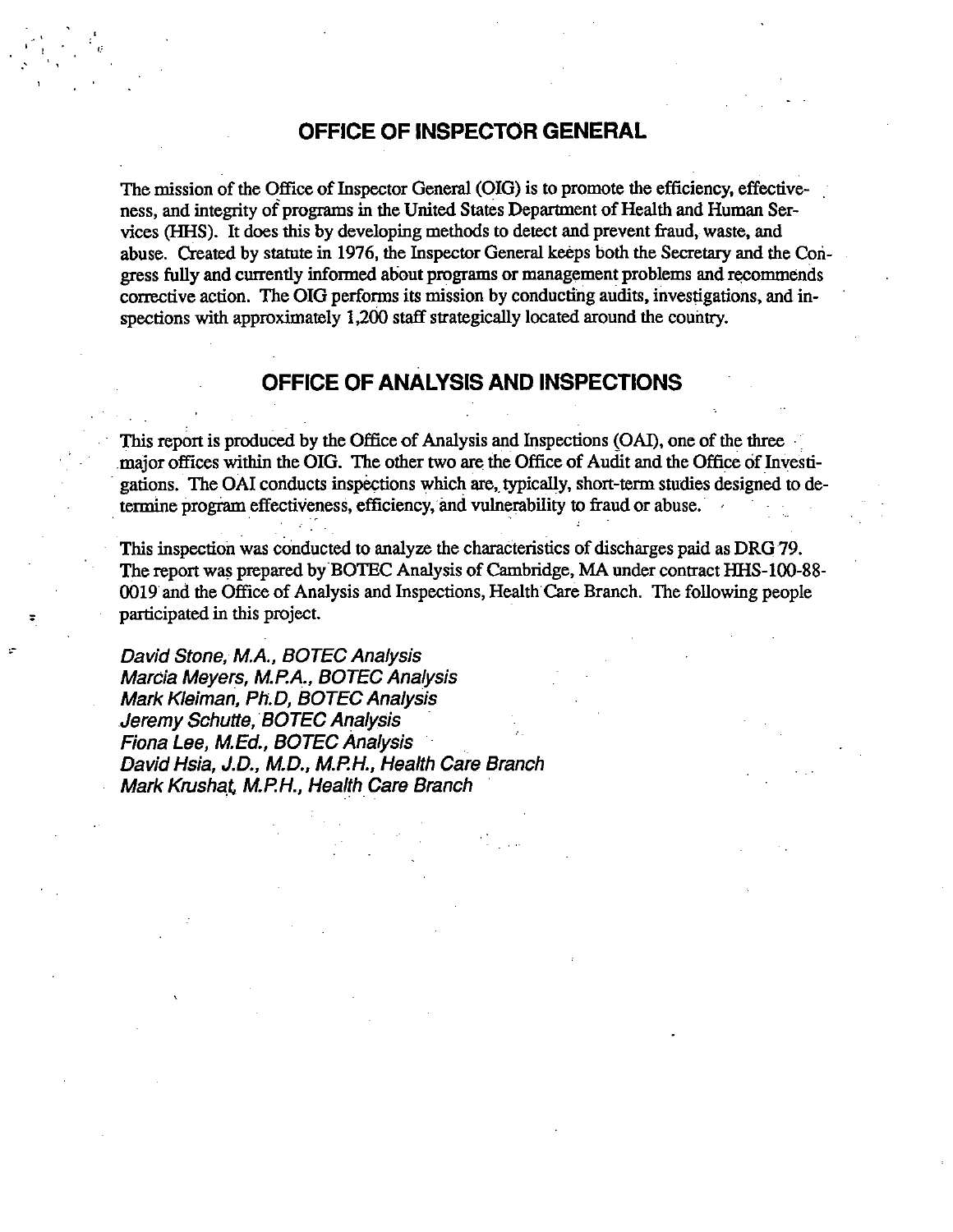## OFFICE OF INSPECTOR GENERAL

The mission of the Office of Inspector General (OIG) is to promote the efficiency, effectiveness, and integrity of programs in the United States Department of Health and Human Services (HHS). It does this by developing methods to detect and prevent fraud, waste, and abuse. Created by statute in 1976, the Inspector General keeps both the Secretary and the Congress fully and currently informed about programs or management problems and recommends corrective action. The OIG performs its mission by conducting audits, investigations, and inspections with approximately 1,200 staff strategically located around the country.

## OFFICE OF ANALYSIS AND INSPECTIONS

This report is produced by the Office of Analysis and Inspections (OAI), one of the three major offices within the OIG. The other two are the Office of Audit and the Office of Investigations. The OAI conducts inspections which are, typically, short-term studies designed to determine program effectiveness, efficiency, and vulnerability to fraud or abuse.

This inspection was conducted to analyze the characteristics of discharges paid as DRG 79. The report was prepared by BOTEC Analysis of Cambridge, MA under contract HHS-100-88-0019 and the Office of Analysis and Inspections, Health Care Branch. The following people participated in this project.

*David Stone, M.A., BOTEC Analysis*
*Marcia Meyers, M.P.A., BOTEC Analysis*
*Mark Kleiman, Ph.D, BOTEC Analysis*
*Jeremy Schutte, BOTEC Analysis*
*Fiona Lee, M.Ed., BOTEC Analysis*
*David Hsia, J.D., M.D., M.P.H., Health Care Branch*
*Mark Krushat, M.P.H., Health Care Branch*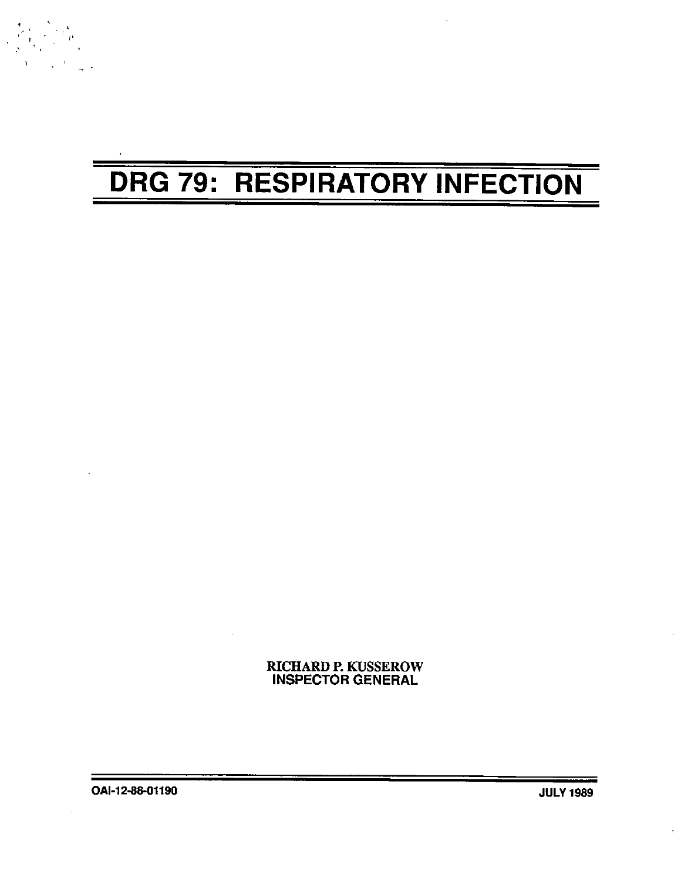# DRG 79: RESPIRATORY INFECTION

RICHARD P. KUSSEROW
INSPECTOR GENERAL

OAI-12-88-01190

JULY 1989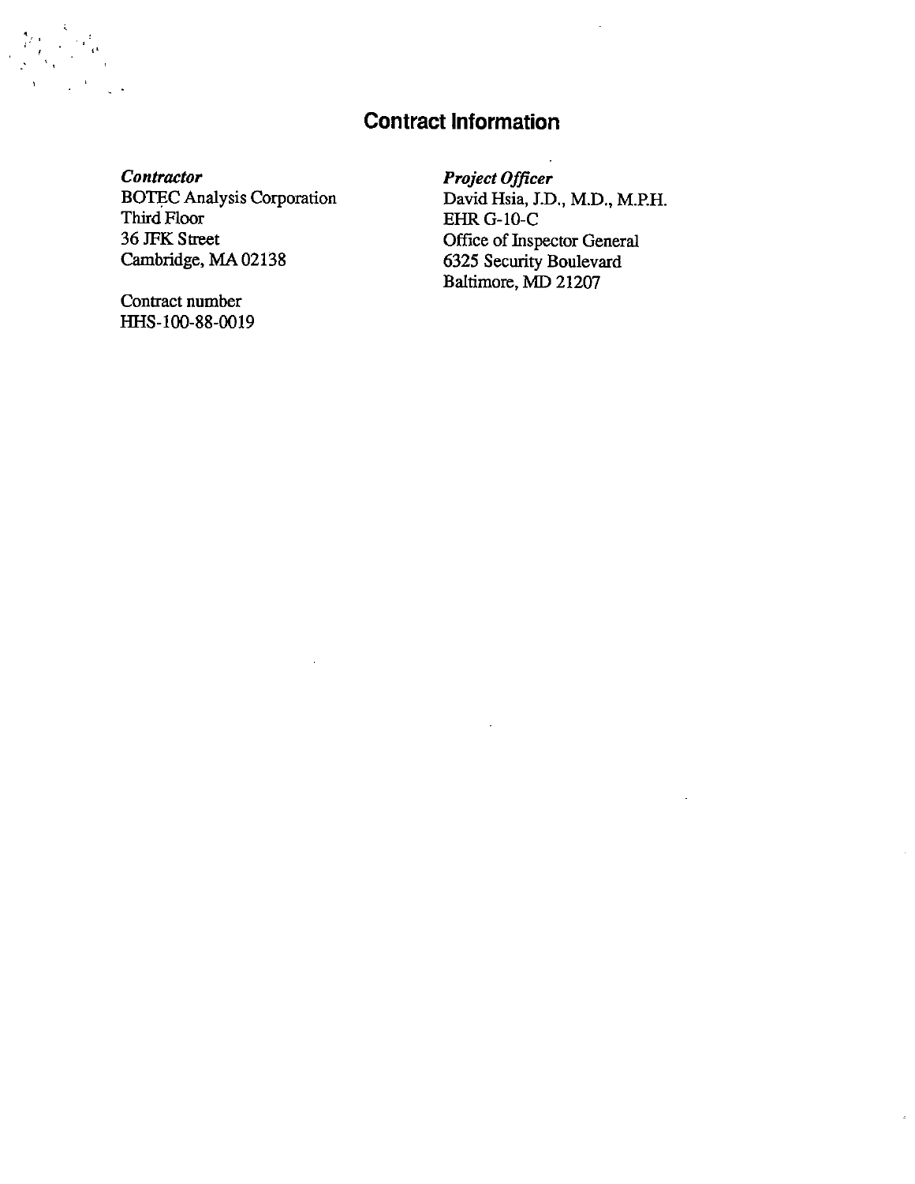## Contract Information

*Contractor*
BOTEC Analysis Corporation
Third Floor
36 JFK Street
Cambridge, MA 02138

Contract number
HHS-100-88-0019

*Project Officer*
David Hsia, J.D., M.D., M.P.H.
EHR G-10-C
Office of Inspector General
6325 Security Boulevard
Baltimore, MD 21207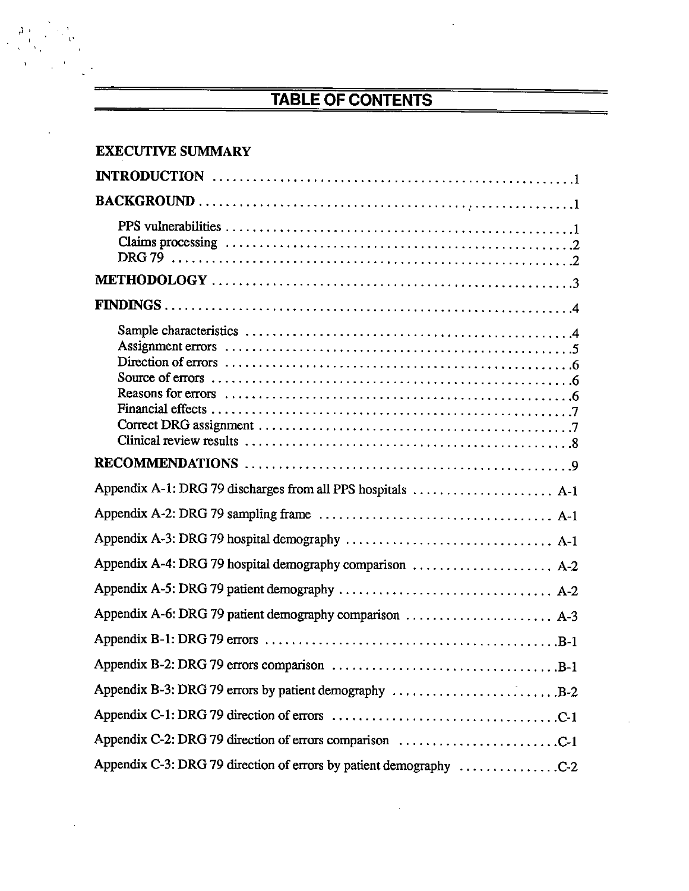# TABLE OF CONTENTS

**EXECUTIVE SUMMARY**

**INTRODUCTION** .......... 1

**BACKGROUND** .......... 1

- PPS vulnerabilities .......... 1
- Claims processing .......... 2
- DRG 79 .......... 2

**METHODOLOGY** .......... 3

**FINDINGS** .......... 4

- Sample characteristics .......... 4
- Assignment errors .......... 5
- Direction of errors .......... 6
- Source of errors .......... 6
- Reasons for errors .......... 6
- Financial effects .......... 7
- Correct DRG assignment .......... 7
- Clinical review results .......... 8

**RECOMMENDATIONS** .......... 9

Appendix A-1: DRG 79 discharges from all PPS hospitals .......... A-1

Appendix A-2: DRG 79 sampling frame .......... A-1

Appendix A-3: DRG 79 hospital demography .......... A-1

Appendix A-4: DRG 79 hospital demography comparison .......... A-2

Appendix A-5: DRG 79 patient demography .......... A-2

Appendix A-6: DRG 79 patient demography comparison .......... A-3

Appendix B-1: DRG 79 errors .......... B-1

Appendix B-2: DRG 79 errors comparison .......... B-1

Appendix B-3: DRG 79 errors by patient demography .......... B-2

Appendix C-1: DRG 79 direction of errors .......... C-1

Appendix C-2: DRG 79 direction of errors comparison .......... C-1

Appendix C-3: DRG 79 direction of errors by patient demography .......... C-2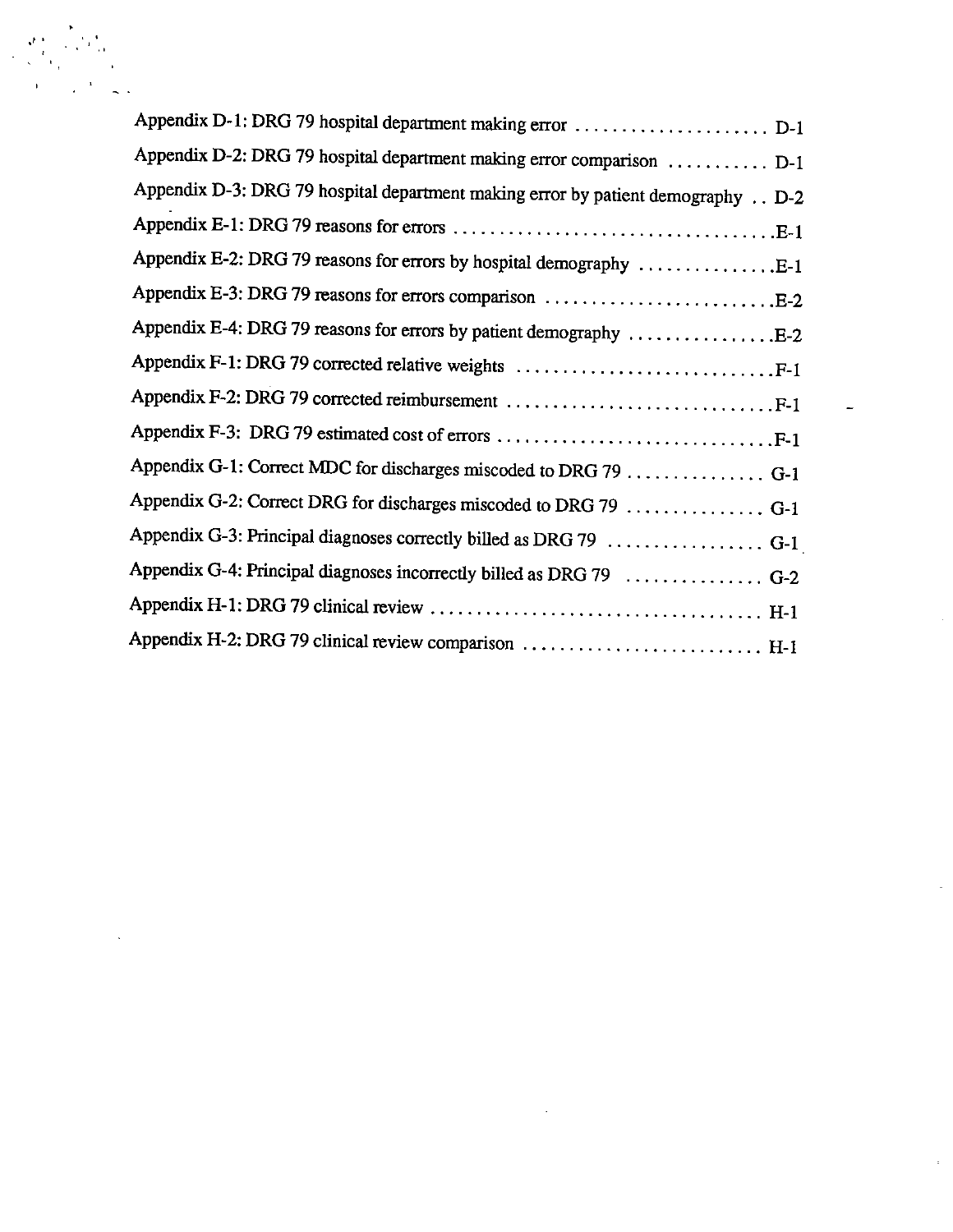Appendix D-1: DRG 79 hospital department making error . . . . . . . . . . . . . . . . . . . . . D-1

Appendix D-2: DRG 79 hospital department making error comparison . . . . . . . . . . . D-1

Appendix D-3: DRG 79 hospital department making error by patient demography . . D-2

Appendix E-1: DRG 79 reasons for errors . . . . . . . . . . . . . . . . . . . . . . . . . . . . . . . . . . . E-1

Appendix E-2: DRG 79 reasons for errors by hospital demography . . . . . . . . . . . . . . . E-1

Appendix E-3: DRG 79 reasons for errors comparison . . . . . . . . . . . . . . . . . . . . . . . . . E-2

Appendix E-4: DRG 79 reasons for errors by patient demography . . . . . . . . . . . . . . . . E-2

Appendix F-1: DRG 79 corrected relative weights . . . . . . . . . . . . . . . . . . . . . . . . . . . . F-1

Appendix F-2: DRG 79 corrected reimbursement . . . . . . . . . . . . . . . . . . . . . . . . . . . . . F-1

Appendix F-3: DRG 79 estimated cost of errors . . . . . . . . . . . . . . . . . . . . . . . . . . . . . . F-1

Appendix G-1: Correct MDC for discharges miscoded to DRG 79 . . . . . . . . . . . . . . . G-1

Appendix G-2: Correct DRG for discharges miscoded to DRG 79 . . . . . . . . . . . . . . . G-1

Appendix G-3: Principal diagnoses correctly billed as DRG 79 . . . . . . . . . . . . . . . . . G-1

Appendix G-4: Principal diagnoses incorrectly billed as DRG 79 . . . . . . . . . . . . . . . G-2

Appendix H-1: DRG 79 clinical review . . . . . . . . . . . . . . . . . . . . . . . . . . . . . . . . . . . . H-1

Appendix H-2: DRG 79 clinical review comparison . . . . . . . . . . . . . . . . . . . . . . . . . . H-1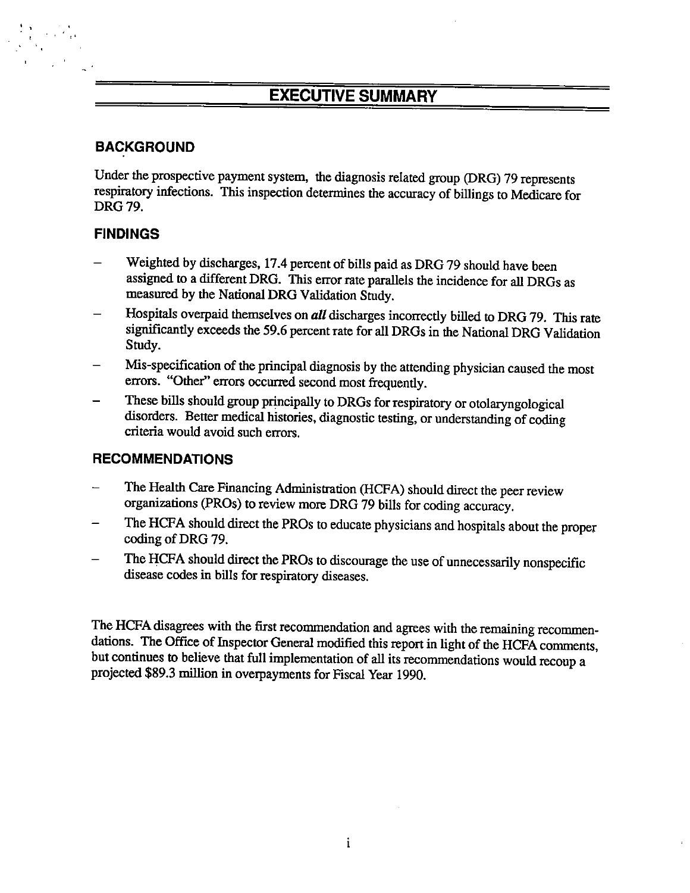# EXECUTIVE SUMMARY

## BACKGROUND

Under the prospective payment system, the diagnosis related group (DRG) 79 represents respiratory infections. This inspection determines the accuracy of billings to Medicare for DRG 79.

## FINDINGS

- Weighted by discharges, 17.4 percent of bills paid as DRG 79 should have been assigned to a different DRG. This error rate parallels the incidence for all DRGs as measured by the National DRG Validation Study.
- Hospitals overpaid themselves on ***all*** discharges incorrectly billed to DRG 79. This rate significantly exceeds the 59.6 percent rate for all DRGs in the National DRG Validation Study.
- Mis-specification of the principal diagnosis by the attending physician caused the most errors. "Other" errors occurred second most frequently.
- These bills should group principally to DRGs for respiratory or otolaryngological disorders. Better medical histories, diagnostic testing, or understanding of coding criteria would avoid such errors.

## RECOMMENDATIONS

- The Health Care Financing Administration (HCFA) should direct the peer review organizations (PROs) to review more DRG 79 bills for coding accuracy.
- The HCFA should direct the PROs to educate physicians and hospitals about the proper coding of DRG 79.
- The HCFA should direct the PROs to discourage the use of unnecessarily nonspecific disease codes in bills for respiratory diseases.

The HCFA disagrees with the first recommendation and agrees with the remaining recommendations. The Office of Inspector General modified this report in light of the HCFA comments, but continues to believe that full implementation of all its recommendations would recoup a projected $89.3 million in overpayments for Fiscal Year 1990.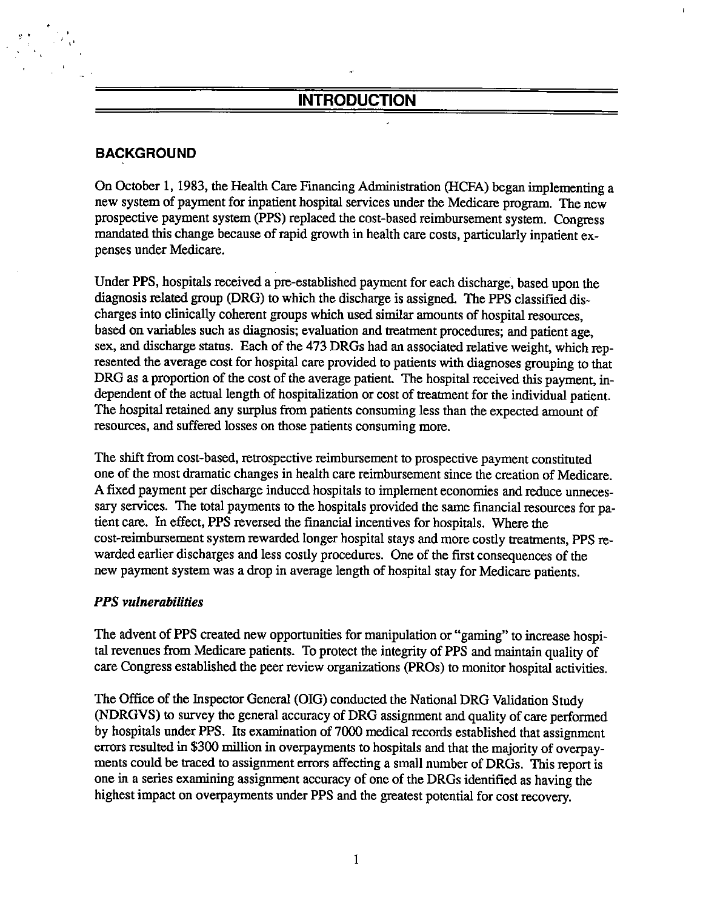# INTRODUCTION

## BACKGROUND

On October 1, 1983, the Health Care Financing Administration (HCFA) began implementing a new system of payment for inpatient hospital services under the Medicare program. The new prospective payment system (PPS) replaced the cost-based reimbursement system. Congress mandated this change because of rapid growth in health care costs, particularly inpatient expenses under Medicare.

Under PPS, hospitals received a pre-established payment for each discharge, based upon the diagnosis related group (DRG) to which the discharge is assigned. The PPS classified discharges into clinically coherent groups which used similar amounts of hospital resources, based on variables such as diagnosis; evaluation and treatment procedures; and patient age, sex, and discharge status. Each of the 473 DRGs had an associated relative weight, which represented the average cost for hospital care provided to patients with diagnoses grouping to that DRG as a proportion of the cost of the average patient. The hospital received this payment, independent of the actual length of hospitalization or cost of treatment for the individual patient. The hospital retained any surplus from patients consuming less than the expected amount of resources, and suffered losses on those patients consuming more.

The shift from cost-based, retrospective reimbursement to prospective payment constituted one of the most dramatic changes in health care reimbursement since the creation of Medicare. A fixed payment per discharge induced hospitals to implement economies and reduce unnecessary services. The total payments to the hospitals provided the same financial resources for patient care. In effect, PPS reversed the financial incentives for hospitals. Where the cost-reimbursement system rewarded longer hospital stays and more costly treatments, PPS rewarded earlier discharges and less costly procedures. One of the first consequences of the new payment system was a drop in average length of hospital stay for Medicare patients.

### *PPS vulnerabilities*

The advent of PPS created new opportunities for manipulation or "gaming" to increase hospital revenues from Medicare patients. To protect the integrity of PPS and maintain quality of care Congress established the peer review organizations (PROs) to monitor hospital activities.

The Office of the Inspector General (OIG) conducted the National DRG Validation Study (NDRGVS) to survey the general accuracy of DRG assignment and quality of care performed by hospitals under PPS. Its examination of 7000 medical records established that assignment errors resulted in $300 million in overpayments to hospitals and that the majority of overpayments could be traced to assignment errors affecting a small number of DRGs. This report is one in a series examining assignment accuracy of one of the DRGs identified as having the highest impact on overpayments under PPS and the greatest potential for cost recovery.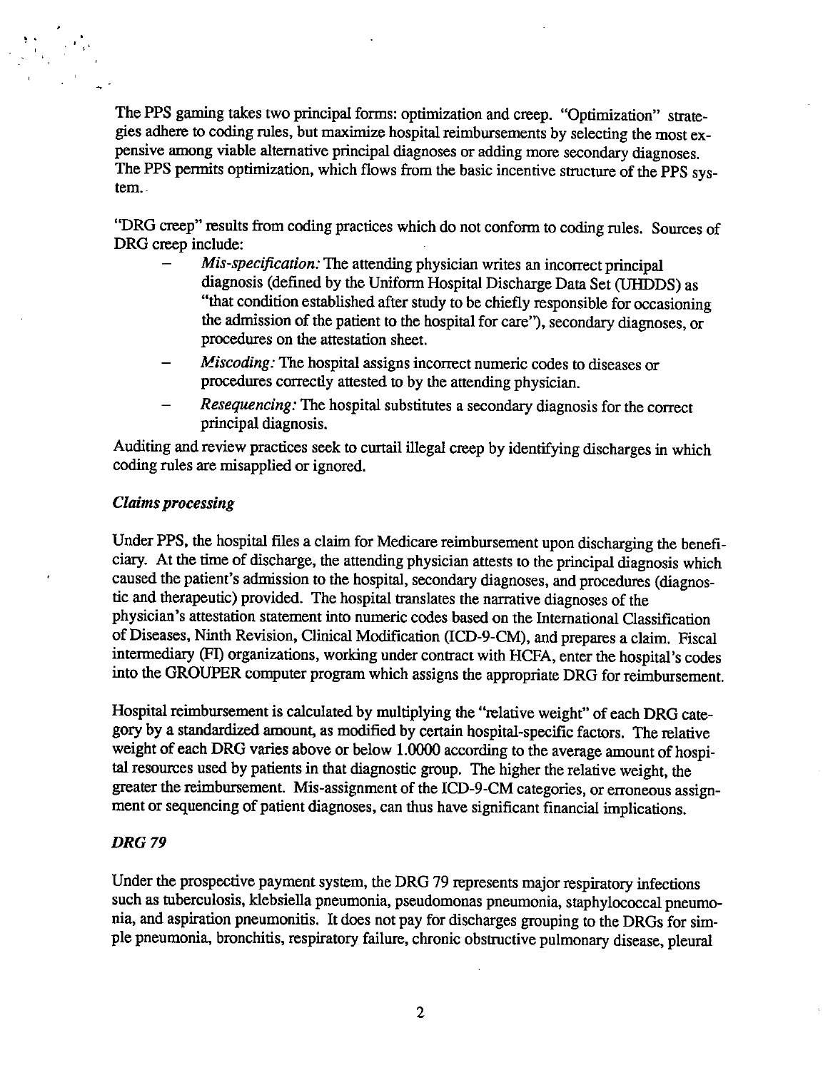The PPS gaming takes two principal forms: optimization and creep. "Optimization" strategies adhere to coding rules, but maximize hospital reimbursements by selecting the most expensive among viable alternative principal diagnoses or adding more secondary diagnoses. The PPS permits optimization, which flows from the basic incentive structure of the PPS system.

"DRG creep" results from coding practices which do not conform to coding rules. Sources of DRG creep include:

- *Mis-specification:* The attending physician writes an incorrect principal diagnosis (defined by the Uniform Hospital Discharge Data Set (UHDDS) as "that condition established after study to be chiefly responsible for occasioning the admission of the patient to the hospital for care"), secondary diagnoses, or procedures on the attestation sheet.
- *Miscoding:* The hospital assigns incorrect numeric codes to diseases or procedures correctly attested to by the attending physician.
- *Resequencing:* The hospital substitutes a secondary diagnosis for the correct principal diagnosis.

Auditing and review practices seek to curtail illegal creep by identifying discharges in which coding rules are misapplied or ignored.

### *Claims processing*

Under PPS, the hospital files a claim for Medicare reimbursement upon discharging the beneficiary. At the time of discharge, the attending physician attests to the principal diagnosis which caused the patient's admission to the hospital, secondary diagnoses, and procedures (diagnostic and therapeutic) provided. The hospital translates the narrative diagnoses of the physician's attestation statement into numeric codes based on the International Classification of Diseases, Ninth Revision, Clinical Modification (ICD-9-CM), and prepares a claim. Fiscal intermediary (FI) organizations, working under contract with HCFA, enter the hospital's codes into the GROUPER computer program which assigns the appropriate DRG for reimbursement.

Hospital reimbursement is calculated by multiplying the "relative weight" of each DRG category by a standardized amount, as modified by certain hospital-specific factors. The relative weight of each DRG varies above or below 1.0000 according to the average amount of hospital resources used by patients in that diagnostic group. The higher the relative weight, the greater the reimbursement. Mis-assignment of the ICD-9-CM categories, or erroneous assignment or sequencing of patient diagnoses, can thus have significant financial implications.

### *DRG 79*

Under the prospective payment system, the DRG 79 represents major respiratory infections such as tuberculosis, klebsiella pneumonia, pseudomonas pneumonia, staphylococcal pneumonia, and aspiration pneumonitis. It does not pay for discharges grouping to the DRGs for simple pneumonia, bronchitis, respiratory failure, chronic obstructive pulmonary disease, pleural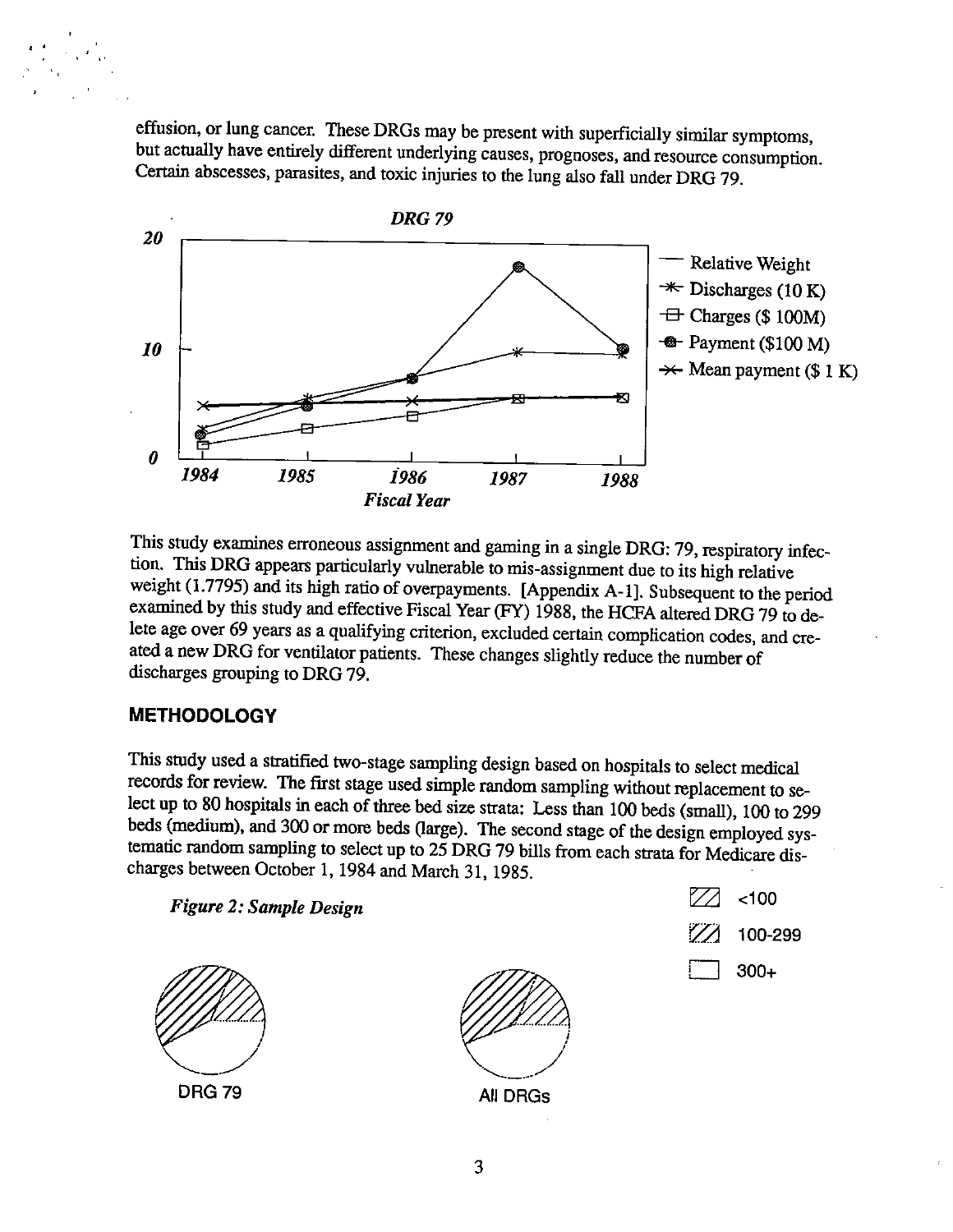effusion, or lung cancer. These DRGs may be present with superficially similar symptoms, but actually have entirely different underlying causes, prognoses, and resource consumption. Certain abscesses, parasites, and toxic injuries to the lung also fall under DRG 79.

*DRG 79*

— Relative Weight
-*- Discharges (10 K)
-⊟- Charges ($ 100M)
-●- Payment ($100 M)
-×- Mean payment ($ 1 K)

*Fiscal Year*

This study examines erroneous assignment and gaming in a single DRG: 79, respiratory infection. This DRG appears particularly vulnerable to mis-assignment due to its high relative weight (1.7795) and its high ratio of overpayments. [Appendix A-1]. Subsequent to the period examined by this study and effective Fiscal Year (FY) 1988, the HCFA altered DRG 79 to delete age over 69 years as a qualifying criterion, excluded certain complication codes, and created a new DRG for ventilator patients. These changes slightly reduce the number of discharges grouping to DRG 79.

## METHODOLOGY

This study used a stratified two-stage sampling design based on hospitals to select medical records for review. The first stage used simple random sampling without replacement to select up to 80 hospitals in each of three bed size strata: Less than 100 beds (small), 100 to 299 beds (medium), and 300 or more beds (large). The second stage of the design employed systematic random sampling to select up to 25 DRG 79 bills from each strata for Medicare discharges between October 1, 1984 and March 31, 1985.

*Figure 2: Sample Design*

<100
100-299
300+

DRG 79

All DRGs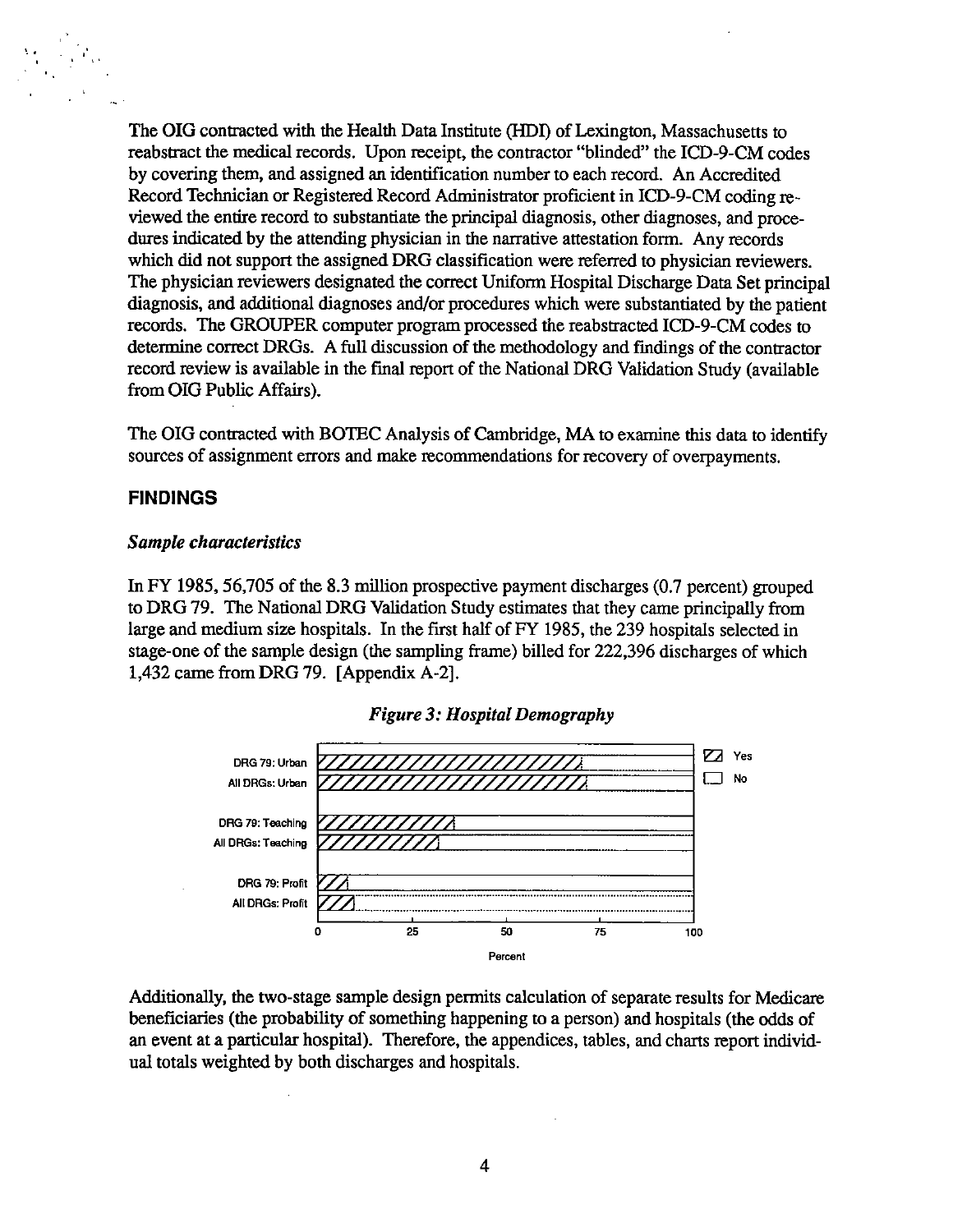The OIG contracted with the Health Data Institute (HDI) of Lexington, Massachusetts to reabstract the medical records. Upon receipt, the contractor "blinded" the ICD-9-CM codes by covering them, and assigned an identification number to each record. An Accredited Record Technician or Registered Record Administrator proficient in ICD-9-CM coding reviewed the entire record to substantiate the principal diagnosis, other diagnoses, and procedures indicated by the attending physician in the narrative attestation form. Any records which did not support the assigned DRG classification were referred to physician reviewers. The physician reviewers designated the correct Uniform Hospital Discharge Data Set principal diagnosis, and additional diagnoses and/or procedures which were substantiated by the patient records. The GROUPER computer program processed the reabstracted ICD-9-CM codes to determine correct DRGs. A full discussion of the methodology and findings of the contractor record review is available in the final report of the National DRG Validation Study (available from OIG Public Affairs).

The OIG contracted with BOTEC Analysis of Cambridge, MA to examine this data to identify sources of assignment errors and make recommendations for recovery of overpayments.

## FINDINGS

### *Sample characteristics*

In FY 1985, 56,705 of the 8.3 million prospective payment discharges (0.7 percent) grouped to DRG 79. The National DRG Validation Study estimates that they came principally from large and medium size hospitals. In the first half of FY 1985, the 239 hospitals selected in stage-one of the sample design (the sampling frame) billed for 222,396 discharges of which 1,432 came from DRG 79. [Appendix A-2].

*Figure 3: Hospital Demography*

Additionally, the two-stage sample design permits calculation of separate results for Medicare beneficiaries (the probability of something happening to a person) and hospitals (the odds of an event at a particular hospital). Therefore, the appendices, tables, and charts report individual totals weighted by both discharges and hospitals.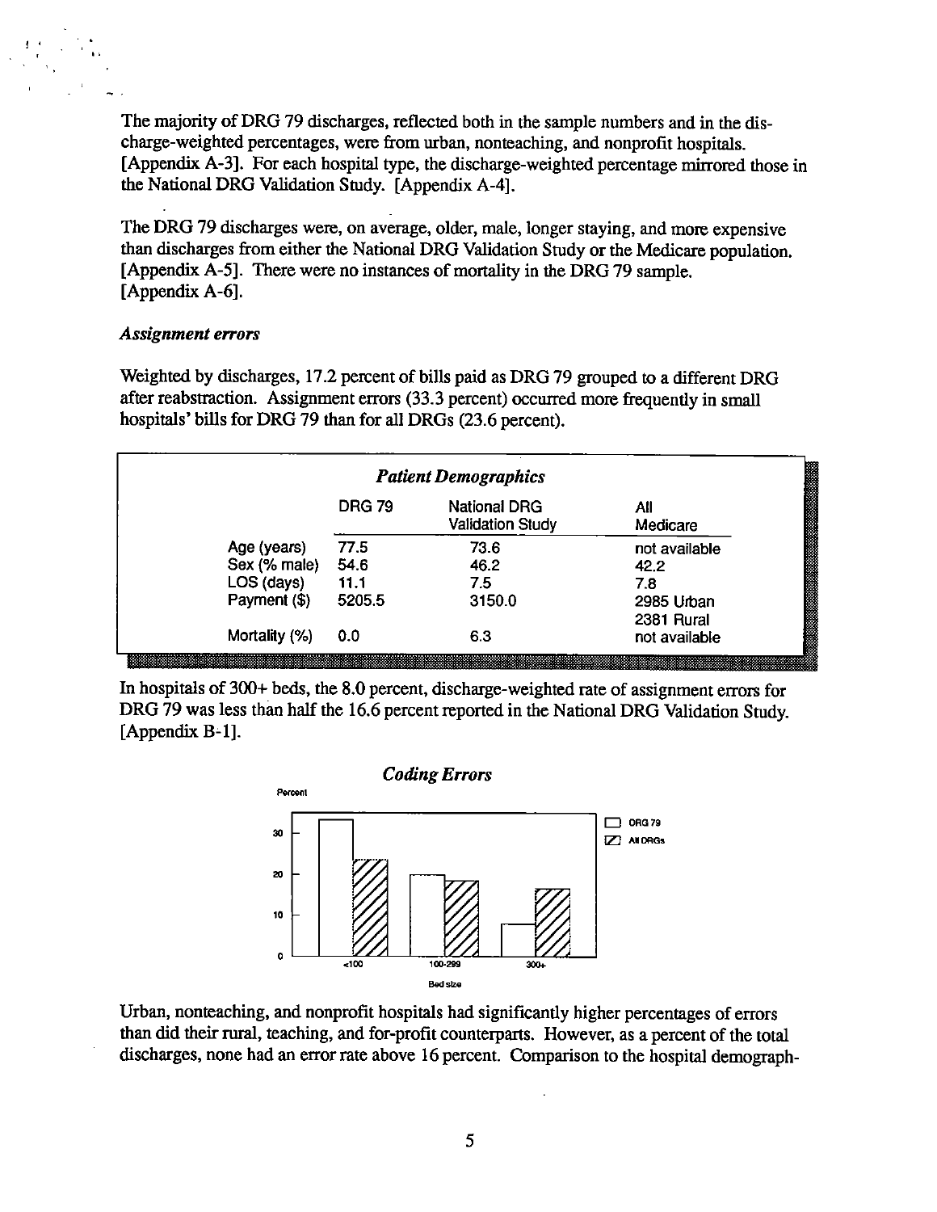The majority of DRG 79 discharges, reflected both in the sample numbers and in the discharge-weighted percentages, were from urban, nonteaching, and nonprofit hospitals. [Appendix A-3]. For each hospital type, the discharge-weighted percentage mirrored those in the National DRG Validation Study. [Appendix A-4].

The DRG 79 discharges were, on average, older, male, longer staying, and more expensive than discharges from either the National DRG Validation Study or the Medicare population. [Appendix A-5]. There were no instances of mortality in the DRG 79 sample. [Appendix A-6].

### *Assignment errors*

Weighted by discharges, 17.2 percent of bills paid as DRG 79 grouped to a different DRG after reabstraction. Assignment errors (33.3 percent) occurred more frequently in small hospitals' bills for DRG 79 than for all DRGs (23.6 percent).

***Patient Demographics***

| | DRG 79 | National DRG Validation Study | All Medicare |
|---|---|---|---|
| Age (years) | 77.5 | 73.6 | not available |
| Sex (% male) | 54.6 | 46.2 | 42.2 |
| LOS (days) | 11.1 | 7.5 | 7.8 |
| Payment ($) | 5205.5 | 3150.0 | 2985 Urban<br>2381 Rural |
| Mortality (%) | 0.0 | 6.3 | not available |

In hospitals of 300+ beds, the 8.0 percent, discharge-weighted rate of assignment errors for DRG 79 was less than half the 16.6 percent reported in the National DRG Validation Study. [Appendix B-1].

***Coding Errors***

Urban, nonteaching, and nonprofit hospitals had significantly higher percentages of errors than did their rural, teaching, and for-profit counterparts. However, as a percent of the total discharges, none had an error rate above 16 percent. Comparison to the hospital demograph-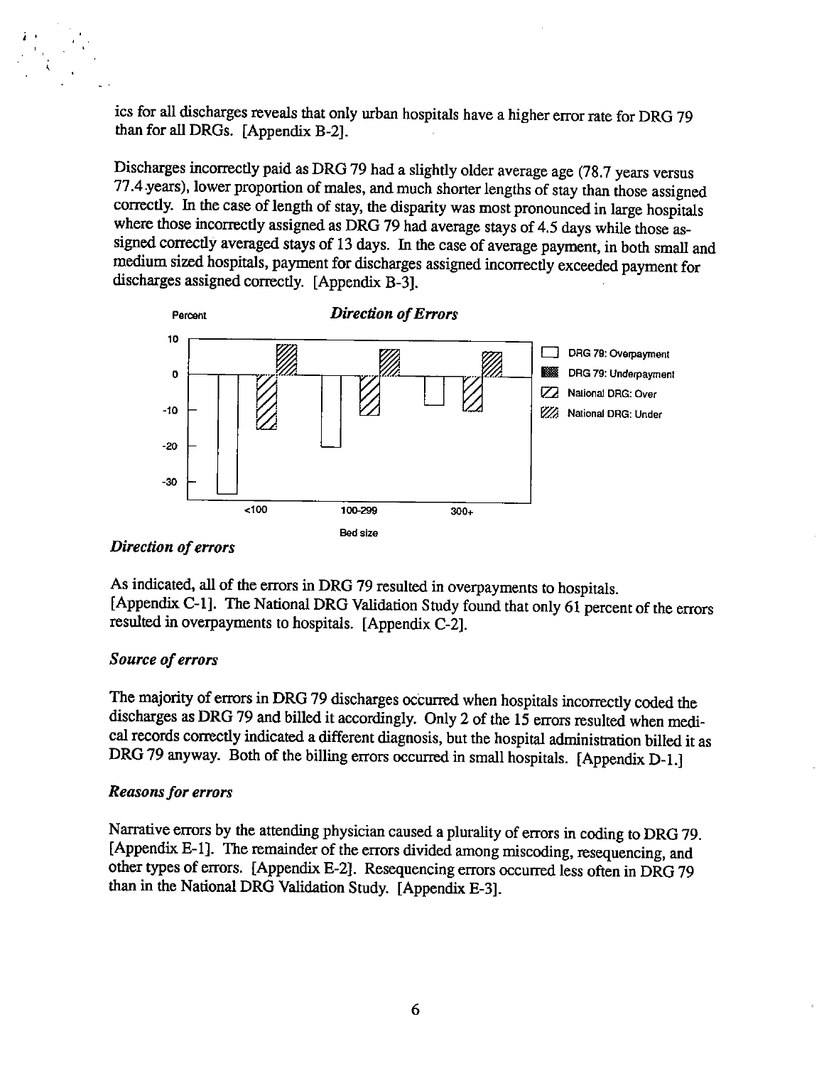ics for all discharges reveals that only urban hospitals have a higher error rate for DRG 79 than for all DRGs. [Appendix B-2].

Discharges incorrectly paid as DRG 79 had a slightly older average age (78.7 years versus 77.4 years), lower proportion of males, and much shorter lengths of stay than those assigned correctly. In the case of length of stay, the disparity was most pronounced in large hospitals where those incorrectly assigned as DRG 79 had average stays of 4.5 days while those assigned correctly averaged stays of 13 days. In the case of average payment, in both small and medium sized hospitals, payment for discharges assigned incorrectly exceeded payment for discharges assigned correctly. [Appendix B-3].

*Direction of Errors*

Percent

Bed size: <100, 100-299, 300+

DRG 79: Overpayment; DRG 79: Underpayment; National DRG: Over; National DRG: Under

### *Direction of errors*

As indicated, all of the errors in DRG 79 resulted in overpayments to hospitals. [Appendix C-1]. The National DRG Validation Study found that only 61 percent of the errors resulted in overpayments to hospitals. [Appendix C-2].

### *Source of errors*

The majority of errors in DRG 79 discharges occurred when hospitals incorrectly coded the discharges as DRG 79 and billed it accordingly. Only 2 of the 15 errors resulted when medical records correctly indicated a different diagnosis, but the hospital administration billed it as DRG 79 anyway. Both of the billing errors occurred in small hospitals. [Appendix D-1.]

### *Reasons for errors*

Narrative errors by the attending physician caused a plurality of errors in coding to DRG 79. [Appendix E-1]. The remainder of the errors divided among miscoding, resequencing, and other types of errors. [Appendix E-2]. Resequencing errors occurred less often in DRG 79 than in the National DRG Validation Study. [Appendix E-3].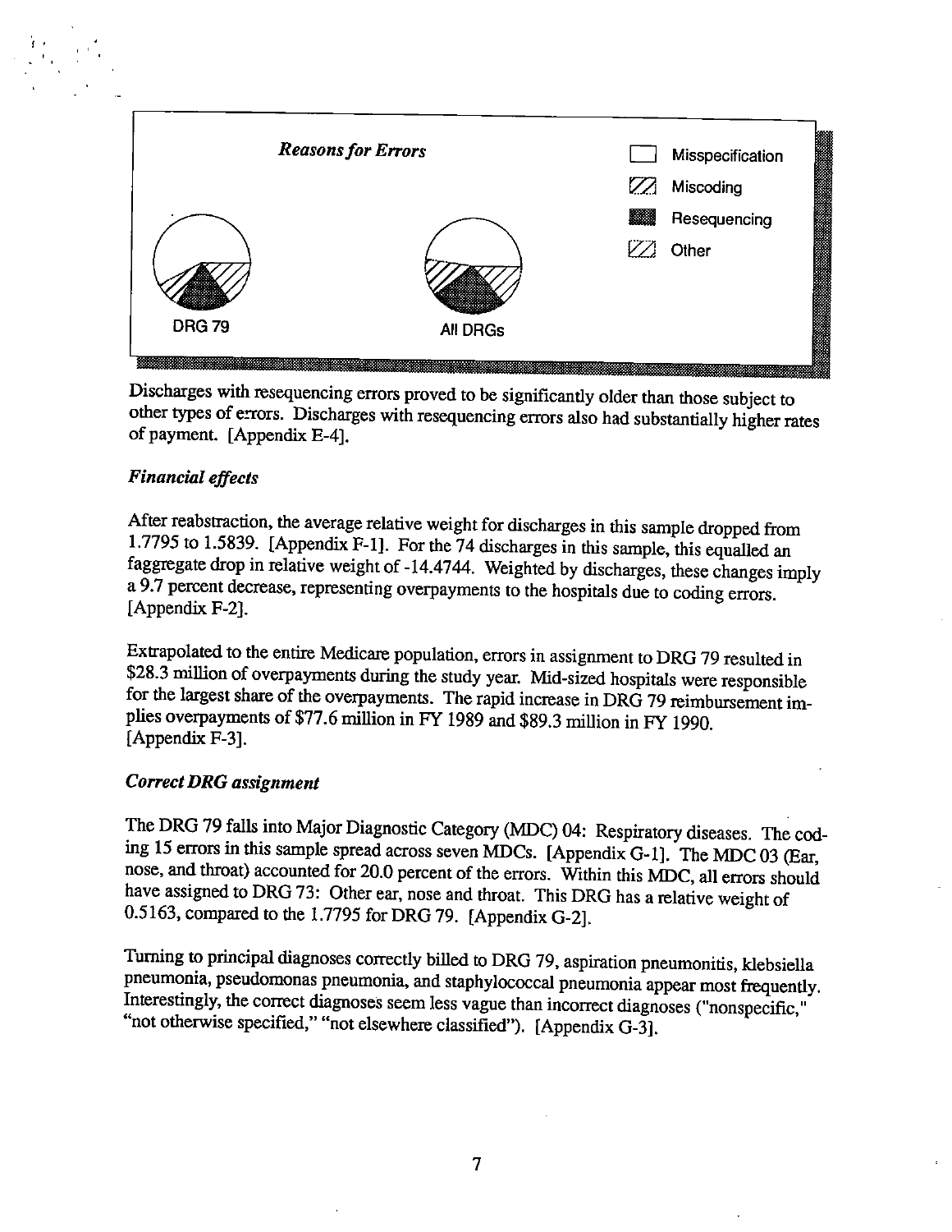*Reasons for Errors*

Misspecification
Miscoding
Resequencing
Other

DRG 79

All DRGs

Discharges with resequencing errors proved to be significantly older than those subject to other types of errors. Discharges with resequencing errors also had substantially higher rates of payment. [Appendix E-4].

### *Financial effects*

After reabstraction, the average relative weight for discharges in this sample dropped from 1.7795 to 1.5839. [Appendix F-1]. For the 74 discharges in this sample, this equalled an faggregate drop in relative weight of -14.4744. Weighted by discharges, these changes imply a 9.7 percent decrease, representing overpayments to the hospitals due to coding errors. [Appendix F-2].

Extrapolated to the entire Medicare population, errors in assignment to DRG 79 resulted in $28.3 million of overpayments during the study year. Mid-sized hospitals were responsible for the largest share of the overpayments. The rapid increase in DRG 79 reimbursement implies overpayments of $77.6 million in FY 1989 and $89.3 million in FY 1990. [Appendix F-3].

### *Correct DRG assignment*

The DRG 79 falls into Major Diagnostic Category (MDC) 04: Respiratory diseases. The coding 15 errors in this sample spread across seven MDCs. [Appendix G-1]. The MDC 03 (Ear, nose, and throat) accounted for 20.0 percent of the errors. Within this MDC, all errors should have assigned to DRG 73: Other ear, nose and throat. This DRG has a relative weight of 0.5163, compared to the 1.7795 for DRG 79. [Appendix G-2].

Turning to principal diagnoses correctly billed to DRG 79, aspiration pneumonitis, klebsiella pneumonia, pseudomonas pneumonia, and staphylococcal pneumonia appear most frequently. Interestingly, the correct diagnoses seem less vague than incorrect diagnoses ("nonspecific," "not otherwise specified," "not elsewhere classified"). [Appendix G-3].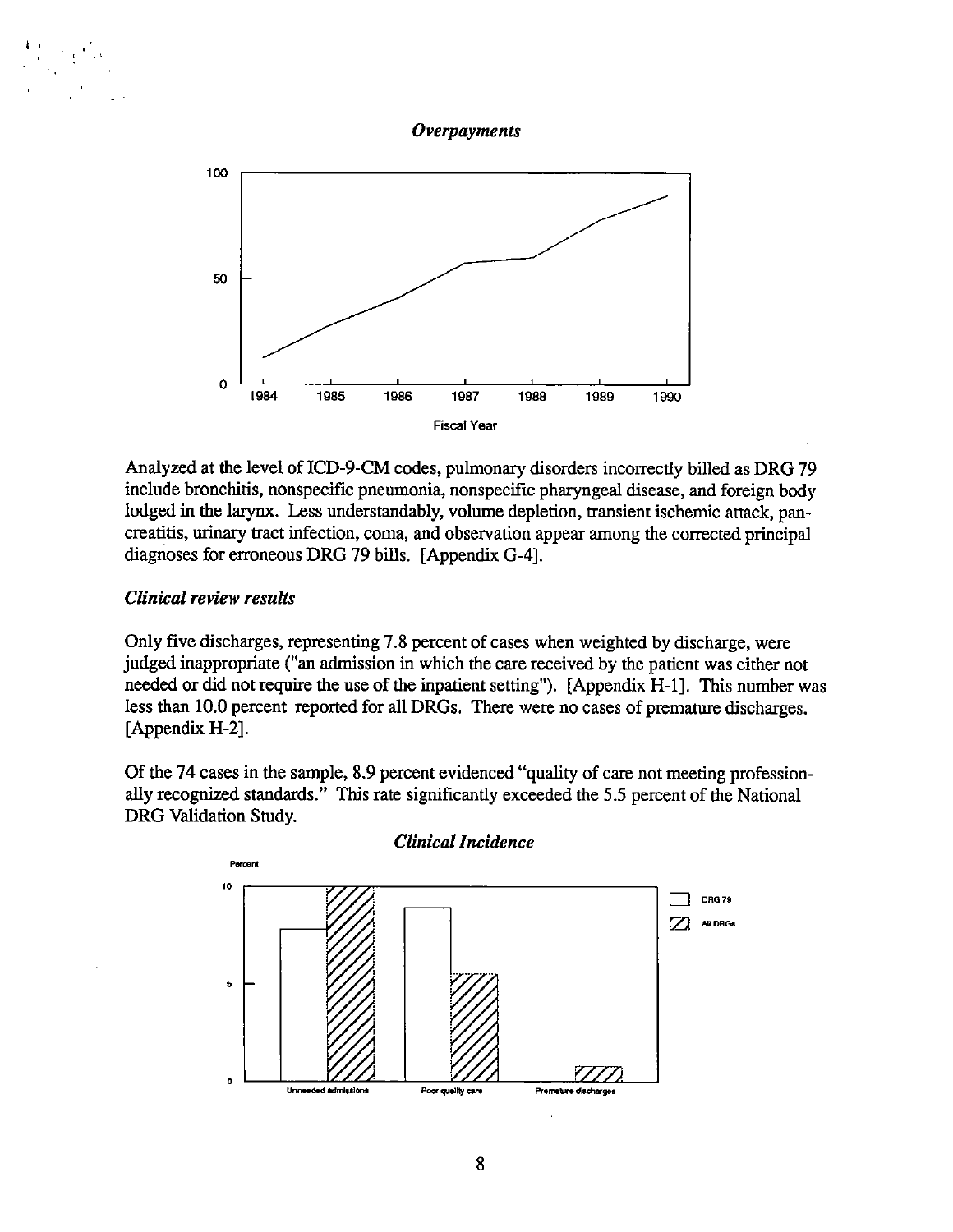*Overpayments*

Analyzed at the level of ICD-9-CM codes, pulmonary disorders incorrectly billed as DRG 79 include bronchitis, nonspecific pneumonia, nonspecific pharyngeal disease, and foreign body lodged in the larynx. Less understandably, volume depletion, transient ischemic attack, pancreatitis, urinary tract infection, coma, and observation appear among the corrected principal diagnoses for erroneous DRG 79 bills. [Appendix G-4].

### *Clinical review results*

Only five discharges, representing 7.8 percent of cases when weighted by discharge, were judged inappropriate ("an admission in which the care received by the patient was either not needed or did not require the use of the inpatient setting"). [Appendix H-1]. This number was less than 10.0 percent reported for all DRGs. There were no cases of premature discharges. [Appendix H-2].

Of the 74 cases in the sample, 8.9 percent evidenced "quality of care not meeting professionally recognized standards." This rate significantly exceeded the 5.5 percent of the National DRG Validation Study.

*Clinical Incidence*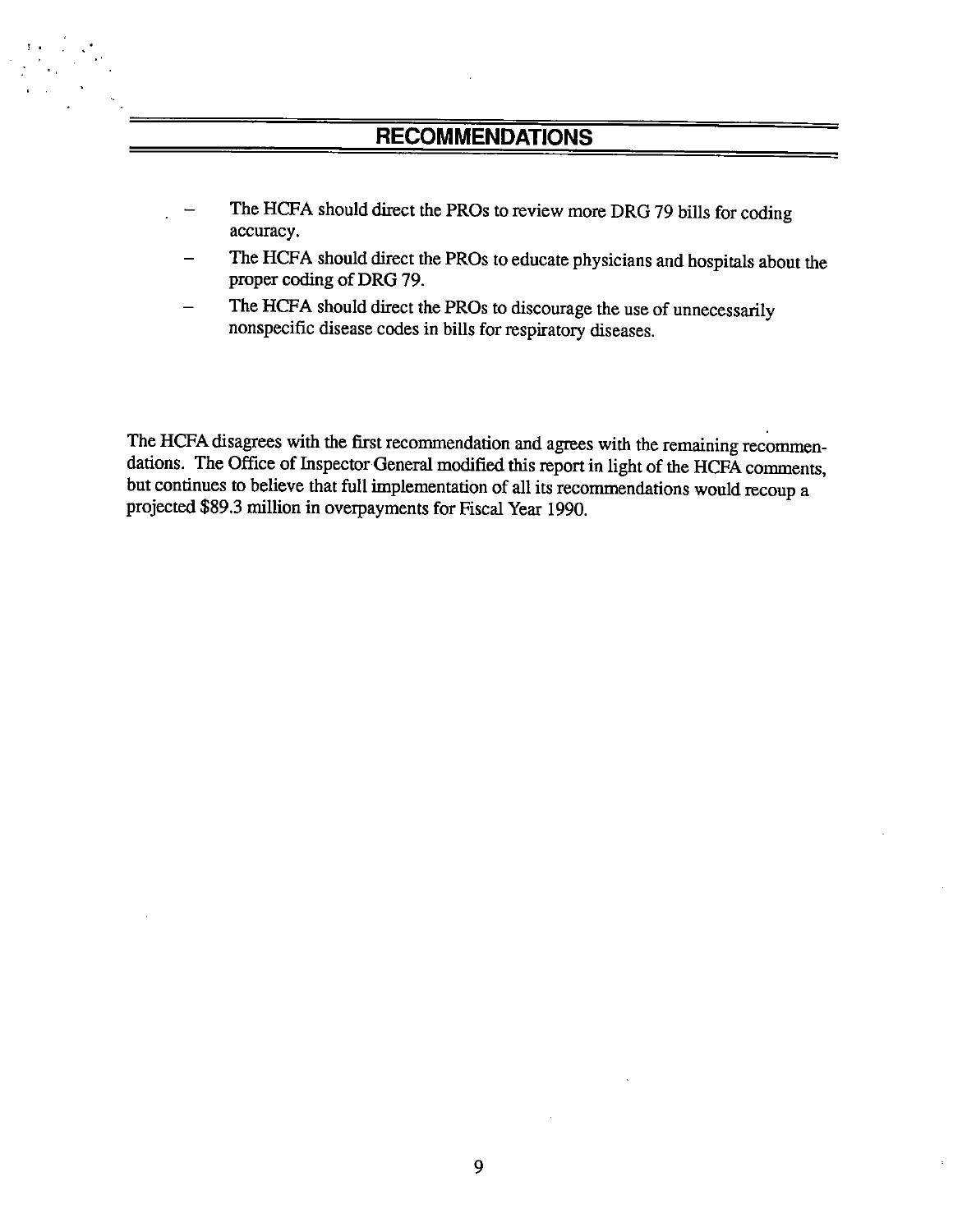## RECOMMENDATIONS

- The HCFA should direct the PROs to review more DRG 79 bills for coding accuracy.
- The HCFA should direct the PROs to educate physicians and hospitals about the proper coding of DRG 79.
- The HCFA should direct the PROs to discourage the use of unnecessarily nonspecific disease codes in bills for respiratory diseases.

The HCFA disagrees with the first recommendation and agrees with the remaining recommendations. The Office of Inspector General modified this report in light of the HCFA comments, but continues to believe that full implementation of all its recommendations would recoup a projected $89.3 million in overpayments for Fiscal Year 1990.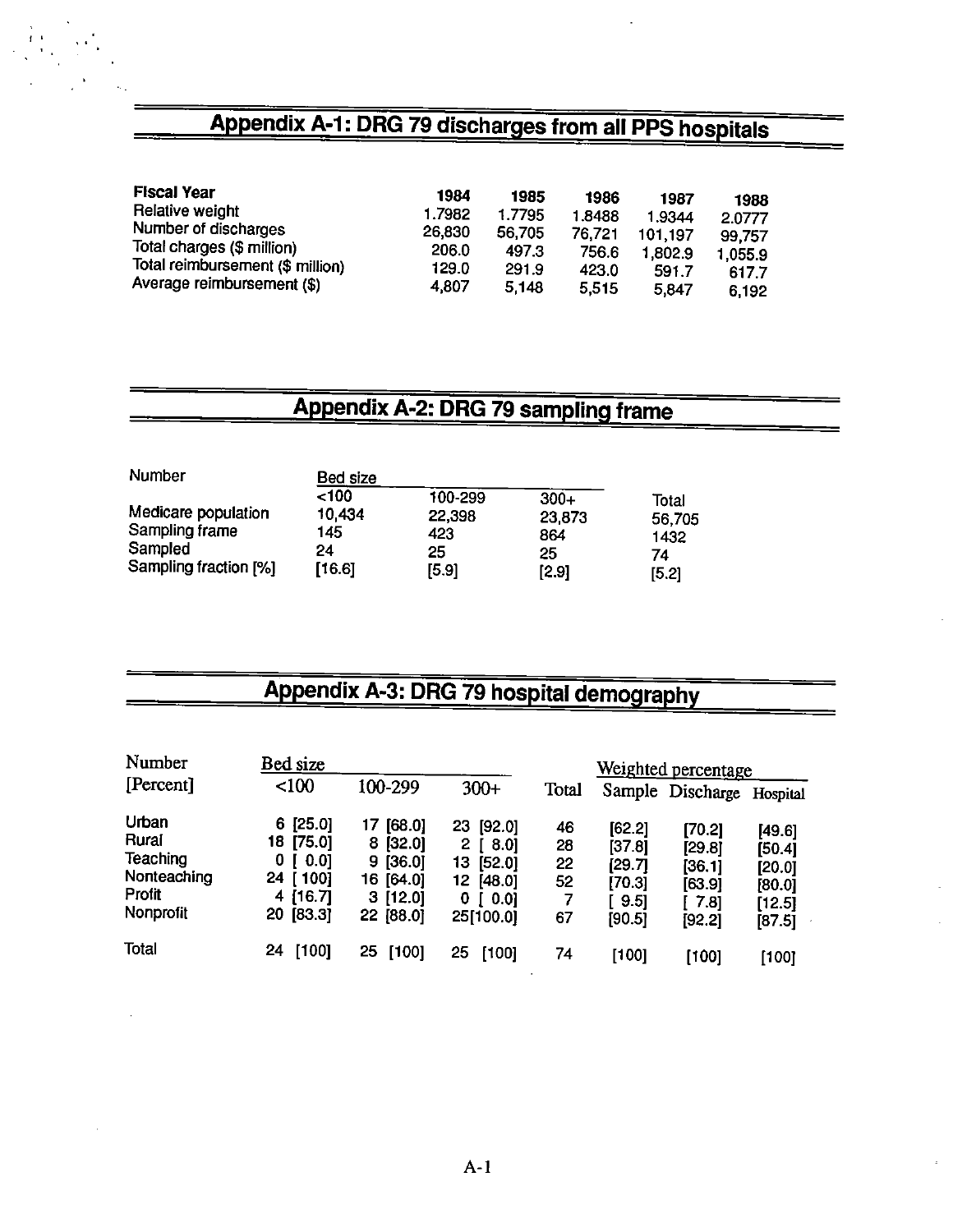## Appendix A-1: DRG 79 discharges from all PPS hospitals

| Fiscal Year | 1984 | 1985 | 1986 | 1987 | 1988 |
|---|---|---|---|---|---|
| Relative weight | 1.7982 | 1.7795 | 1.8488 | 1.9344 | 2.0777 |
| Number of discharges | 26,830 | 56,705 | 76,721 | 101,197 | 99,757 |
| Total charges ($ million) | 206.0 | 497.3 | 756.6 | 1,802.9 | 1,055.9 |
| Total reimbursement ($ million) | 129.0 | 291.9 | 423.0 | 591.7 | 617.7 |
| Average reimbursement ($) | 4,807 | 5,148 | 5,515 | 5,847 | 6,192 |

## Appendix A-2: DRG 79 sampling frame

| Number | Bed size | | | |
|---|---|---|---|---|
| | <100 | 100-299 | 300+ | Total |
| Medicare population | 10,434 | 22,398 | 23,873 | 56,705 |
| Sampling frame | 145 | 423 | 864 | 1432 |
| Sampled | 24 | 25 | 25 | 74 |
| Sampling fraction [%] | [16.6] | [5.9] | [2.9] | [5.2] |

## Appendix A-3: DRG 79 hospital demography

| Number [Percent] | Bed size | | | | Weighted percentage | | |
|---|---|---|---|---|---|---|---|
| | <100 | 100-299 | 300+ | Total | Sample | Discharge | Hospital |
| Urban | 6 [25.0] | 17 [68.0] | 23 [92.0] | 46 | [62.2] | [70.2] | [49.6] |
| Rural | 18 [75.0] | 8 [32.0] | 2 [ 8.0] | 28 | [37.8] | [29.8] | [50.4] |
| Teaching | 0 [ 0.0] | 9 [36.0] | 13 [52.0] | 22 | [29.7] | [36.1] | [20.0] |
| Nonteaching | 24 [ 100] | 16 [64.0] | 12 [48.0] | 52 | [70.3] | [63.9] | [80.0] |
| Profit | 4 [16.7] | 3 [12.0] | 0 [ 0.0] | 7 | [ 9.5] | [ 7.8] | [12.5] |
| Nonprofit | 20 [83.3] | 22 [88.0] | 25[100.0] | 67 | [90.5] | [92.2] | [87.5] |
| Total | 24 [100] | 25 [100] | 25 [100] | 74 | [100] | [100] | [100] |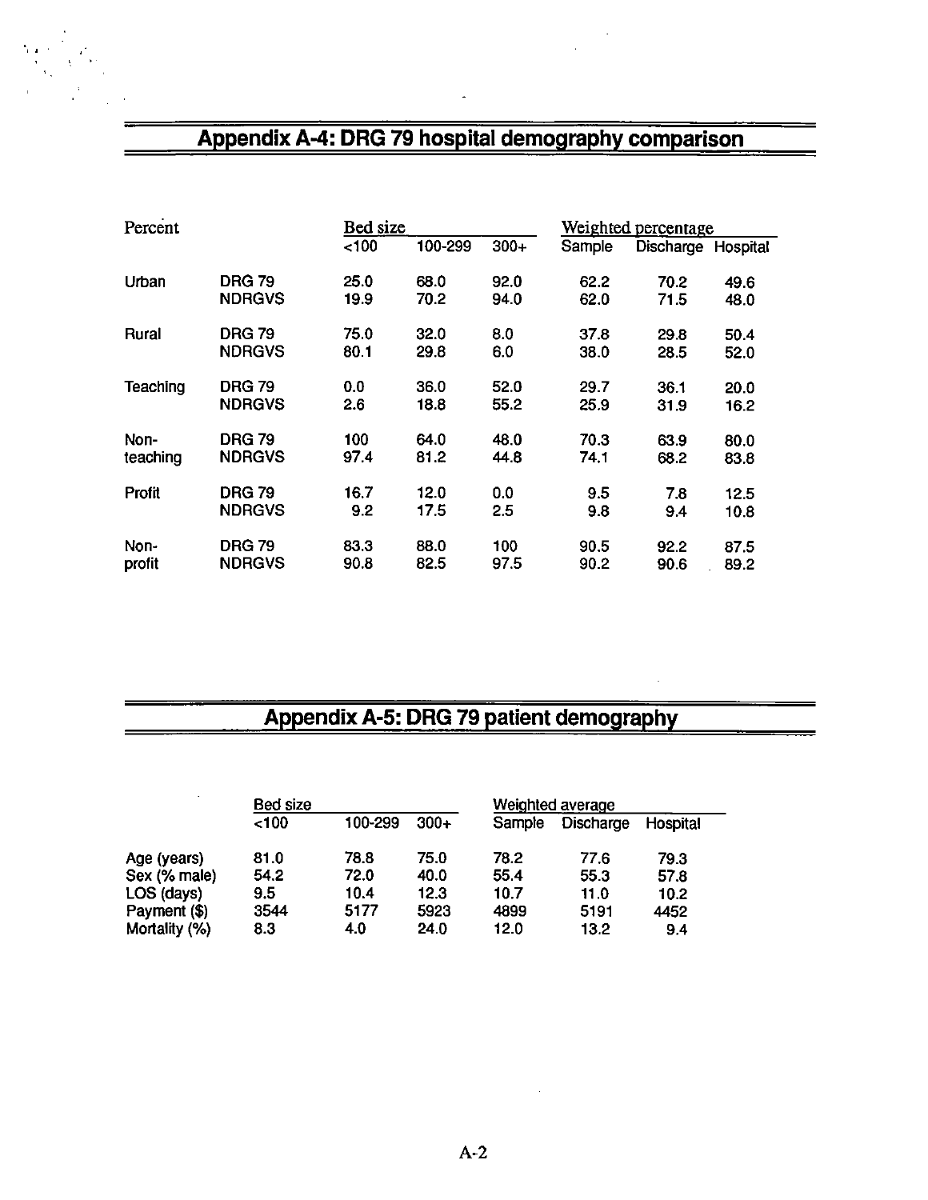## Appendix A-4: DRG 79 hospital demography comparison

| Percent | | Bed size | | | Weighted percentage | | |
|---|---|---|---|---|---|---|---|
| | | <100 | 100-299 | 300+ | Sample | Discharge | Hospital |
| Urban | DRG 79 | 25.0 | 68.0 | 92.0 | 62.2 | 70.2 | 49.6 |
| | NDRGVS | 19.9 | 70.2 | 94.0 | 62.0 | 71.5 | 48.0 |
| Rural | DRG 79 | 75.0 | 32.0 | 8.0 | 37.8 | 29.8 | 50.4 |
| | NDRGVS | 80.1 | 29.8 | 6.0 | 38.0 | 28.5 | 52.0 |
| Teaching | DRG 79 | 0.0 | 36.0 | 52.0 | 29.7 | 36.1 | 20.0 |
| | NDRGVS | 2.6 | 18.8 | 55.2 | 25.9 | 31.9 | 16.2 |
| Non-teaching | DRG 79 | 100 | 64.0 | 48.0 | 70.3 | 63.9 | 80.0 |
| | NDRGVS | 97.4 | 81.2 | 44.8 | 74.1 | 68.2 | 83.8 |
| Profit | DRG 79 | 16.7 | 12.0 | 0.0 | 9.5 | 7.8 | 12.5 |
| | NDRGVS | 9.2 | 17.5 | 2.5 | 9.8 | 9.4 | 10.8 |
| Non-profit | DRG 79 | 83.3 | 88.0 | 100 | 90.5 | 92.2 | 87.5 |
| | NDRGVS | 90.8 | 82.5 | 97.5 | 90.2 | 90.6 | 89.2 |

## Appendix A-5: DRG 79 patient demography

| | Bed size | | | Weighted average | | |
|---|---|---|---|---|---|---|
| | <100 | 100-299 | 300+ | Sample | Discharge | Hospital |
| Age (years) | 81.0 | 78.8 | 75.0 | 78.2 | 77.6 | 79.3 |
| Sex (% male) | 54.2 | 72.0 | 40.0 | 55.4 | 55.3 | 57.8 |
| LOS (days) | 9.5 | 10.4 | 12.3 | 10.7 | 11.0 | 10.2 |
| Payment ($) | 3544 | 5177 | 5923 | 4899 | 5191 | 4452 |
| Mortality (%) | 8.3 | 4.0 | 24.0 | 12.0 | 13.2 | 9.4 |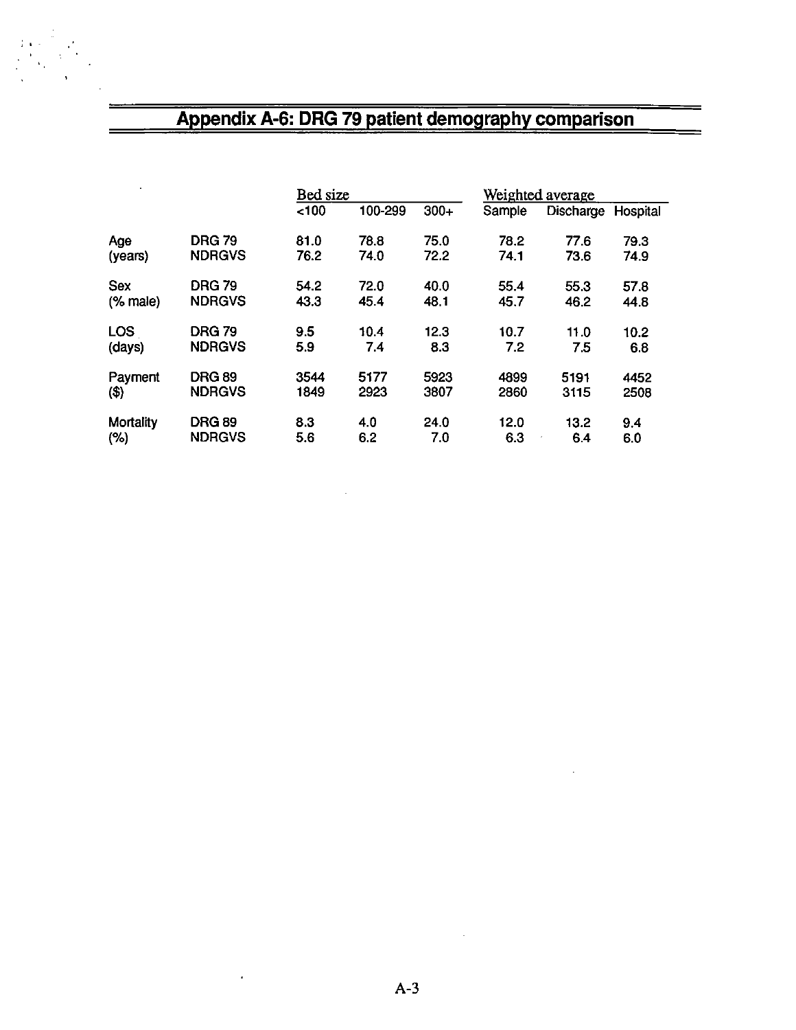## Appendix A-6: DRG 79 patient demography comparison

| | | Bed size | | | Weighted average | | |
|---|---|---|---|---|---|---|---|
| | | <100 | 100-299 | 300+ | Sample | Discharge | Hospital |
| Age (years) | DRG 79 | 81.0 | 78.8 | 75.0 | 78.2 | 77.6 | 79.3 |
| | NDRGVS | 76.2 | 74.0 | 72.2 | 74.1 | 73.6 | 74.9 |
| Sex (% male) | DRG 79 | 54.2 | 72.0 | 40.0 | 55.4 | 55.3 | 57.8 |
| | NDRGVS | 43.3 | 45.4 | 48.1 | 45.7 | 46.2 | 44.8 |
| LOS (days) | DRG 79 | 9.5 | 10.4 | 12.3 | 10.7 | 11.0 | 10.2 |
| | NDRGVS | 5.9 | 7.4 | 8.3 | 7.2 | 7.5 | 6.8 |
| Payment ($) | DRG 89 | 3544 | 5177 | 5923 | 4899 | 5191 | 4452 |
| | NDRGVS | 1849 | 2923 | 3807 | 2860 | 3115 | 2508 |
| Mortality (%) | DRG 89 | 8.3 | 4.0 | 24.0 | 12.0 | 13.2 | 9.4 |
| | NDRGVS | 5.6 | 6.2 | 7.0 | 6.3 | 6.4 | 6.0 |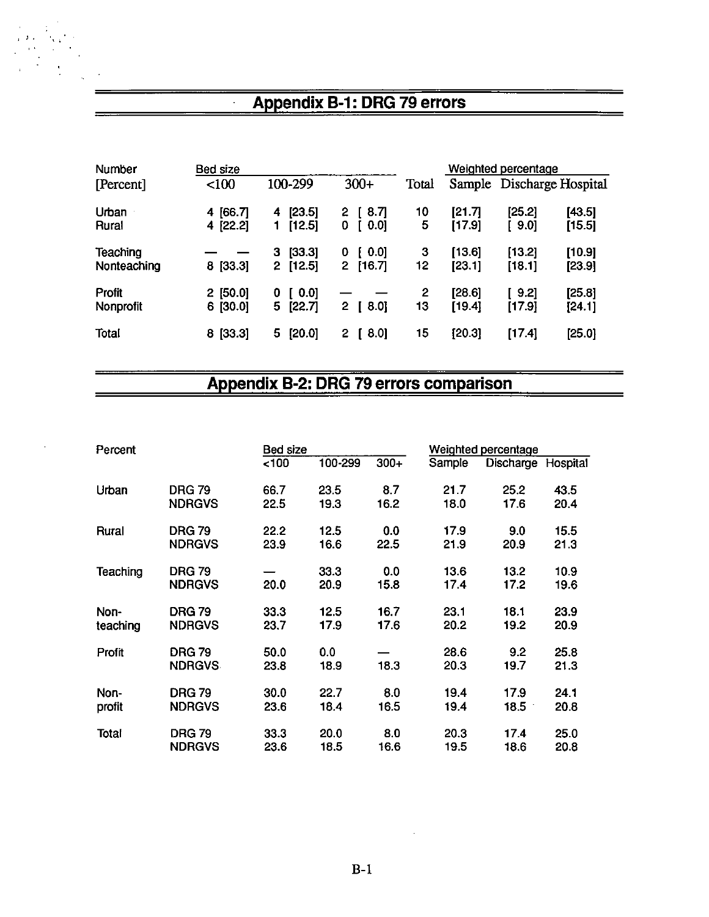## Appendix B-1: DRG 79 errors

| Number [Percent] | Bed size <100 | 100-299 | 300+ | Total | Weighted percentage Sample | Discharge | Hospital |
|---|---|---|---|---|---|---|---|
| Urban | 4 [66.7] | 4 [23.5] | 2 [ 8.7] | 10 | [21.7] | [25.2] | [43.5] |
| Rural | 4 [22.2] | 1 [12.5] | 0 [ 0.0] | 5 | [17.9] | [ 9.0] | [15.5] |
| Teaching | — — | 3 [33.3] | 0 [ 0.0] | 3 | [13.6] | [13.2] | [10.9] |
| Nonteaching | 8 [33.3] | 2 [12.5] | 2 [16.7] | 12 | [23.1] | [18.1] | [23.9] |
| Profit | 2 [50.0] | 0 [ 0.0] | — — | 2 | [28.6] | [ 9.2] | [25.8] |
| Nonprofit | 6 [30.0] | 5 [22.7] | 2 [ 8.0] | 13 | [19.4] | [17.9] | [24.1] |
| Total | 8 [33.3] | 5 [20.0] | 2 [ 8.0] | 15 | [20.3] | [17.4] | [25.0] |

## Appendix B-2: DRG 79 errors comparison

| Percent | | Bed size <100 | 100-299 | 300+ | Weighted percentage Sample | Discharge | Hospital |
|---|---|---|---|---|---|---|---|
| Urban | DRG 79 | 66.7 | 23.5 | 8.7 | 21.7 | 25.2 | 43.5 |
| | NDRGVS | 22.5 | 19.3 | 16.2 | 18.0 | 17.6 | 20.4 |
| Rural | DRG 79 | 22.2 | 12.5 | 0.0 | 17.9 | 9.0 | 15.5 |
| | NDRGVS | 23.9 | 16.6 | 22.5 | 21.9 | 20.9 | 21.3 |
| Teaching | DRG 79 | — | 33.3 | 0.0 | 13.6 | 13.2 | 10.9 |
| | NDRGVS | 20.0 | 20.9 | 15.8 | 17.4 | 17.2 | 19.6 |
| Non-teaching | DRG 79 | 33.3 | 12.5 | 16.7 | 23.1 | 18.1 | 23.9 |
| | NDRGVS | 23.7 | 17.9 | 17.6 | 20.2 | 19.2 | 20.9 |
| Profit | DRG 79 | 50.0 | 0.0 | — | 28.6 | 9.2 | 25.8 |
| | NDRGVS | 23.8 | 18.9 | 18.3 | 20.3 | 19.7 | 21.3 |
| Non-profit | DRG 79 | 30.0 | 22.7 | 8.0 | 19.4 | 17.9 | 24.1 |
| | NDRGVS | 23.6 | 18.4 | 16.5 | 19.4 | 18.5 | 20.8 |
| Total | DRG 79 | 33.3 | 20.0 | 8.0 | 20.3 | 17.4 | 25.0 |
| | NDRGVS | 23.6 | 18.5 | 16.6 | 19.5 | 18.6 | 20.8 |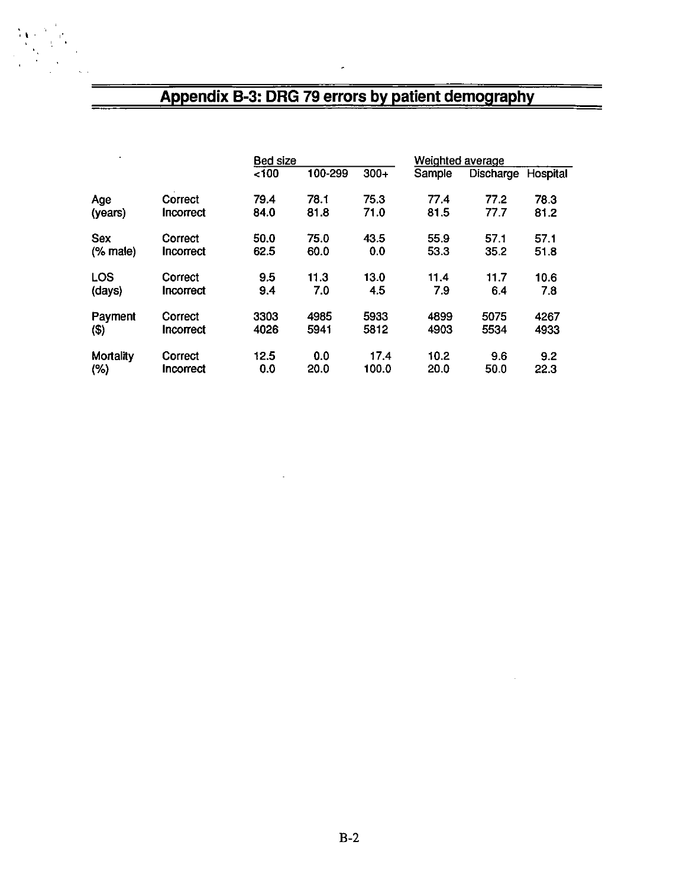## Appendix B-3: DRG 79 errors by patient demography

| | | Bed size | | | Weighted average | | |
|---|---|---|---|---|---|---|---|
| | | <100 | 100-299 | 300+ | Sample | Discharge | Hospital |
| Age (years) | Correct | 79.4 | 78.1 | 75.3 | 77.4 | 77.2 | 78.3 |
| | Incorrect | 84.0 | 81.8 | 71.0 | 81.5 | 77.7 | 81.2 |
| Sex (% male) | Correct | 50.0 | 75.0 | 43.5 | 55.9 | 57.1 | 57.1 |
| | Incorrect | 62.5 | 60.0 | 0.0 | 53.3 | 35.2 | 51.8 |
| LOS (days) | Correct | 9.5 | 11.3 | 13.0 | 11.4 | 11.7 | 10.6 |
| | Incorrect | 9.4 | 7.0 | 4.5 | 7.9 | 6.4 | 7.8 |
| Payment ($) | Correct | 3303 | 4985 | 5933 | 4899 | 5075 | 4267 |
| | Incorrect | 4026 | 5941 | 5812 | 4903 | 5534 | 4933 |
| Mortality (%) | Correct | 12.5 | 0.0 | 17.4 | 10.2 | 9.6 | 9.2 |
| | Incorrect | 0.0 | 20.0 | 100.0 | 20.0 | 50.0 | 22.3 |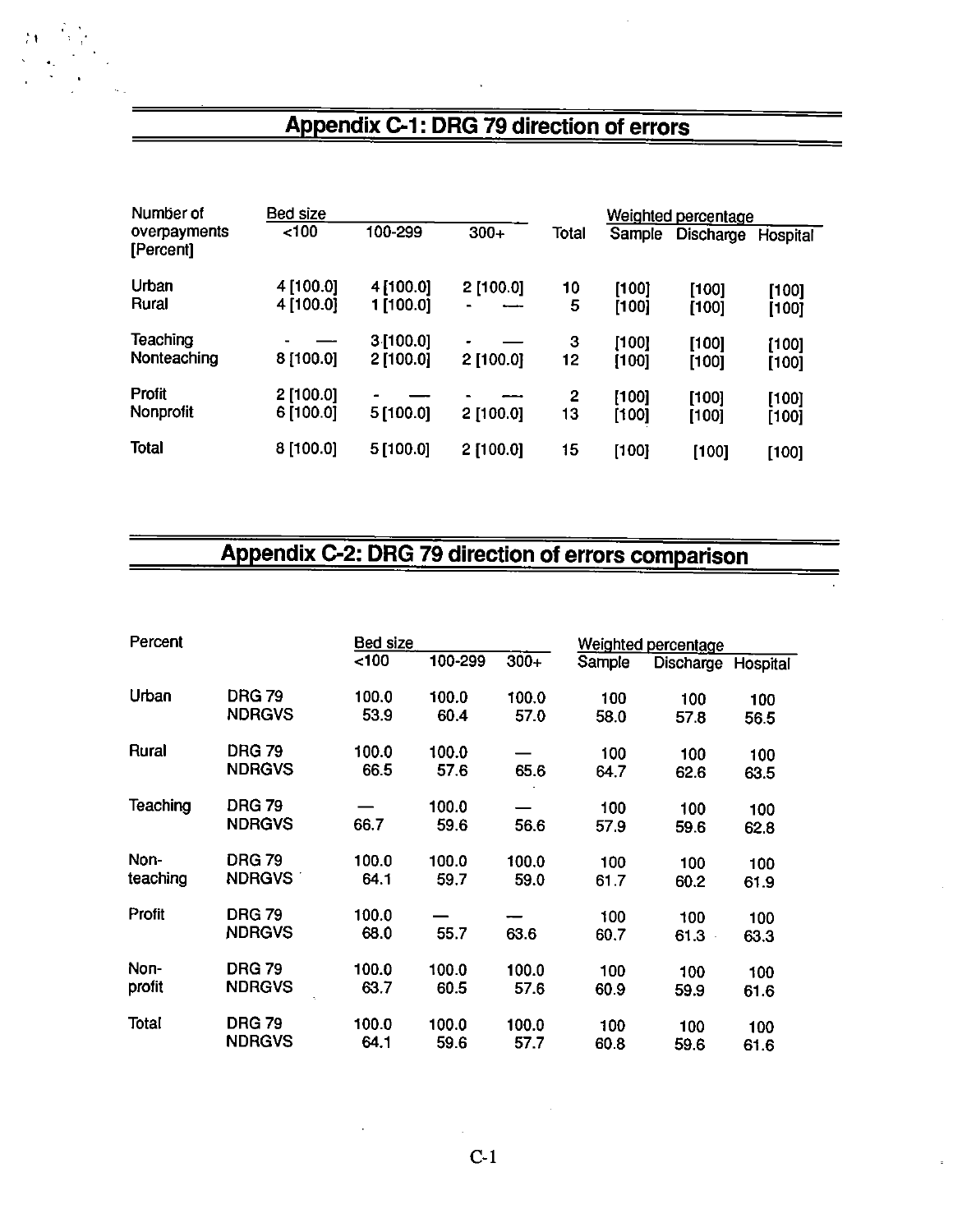## Appendix C-1: DRG 79 direction of errors

| Number of overpayments [Percent] | Bed size <100 | 100-299 | 300+ | Total | Weighted percentage Sample | Discharge | Hospital |
|---|---|---|---|---|---|---|---|
| Urban | 4 [100.0] | 4 [100.0] | 2 [100.0] | 10 | [100] | [100] | [100] |
| Rural | 4 [100.0] | 1 [100.0] | - — | 5 | [100] | [100] | [100] |
| Teaching | - — | 3 [100.0] | - — | 3 | [100] | [100] | [100] |
| Nonteaching | 8 [100.0] | 2 [100.0] | 2 [100.0] | 12 | [100] | [100] | [100] |
| Profit | 2 [100.0] | - — | - — | 2 | [100] | [100] | [100] |
| Nonprofit | 6 [100.0] | 5 [100.0] | 2 [100.0] | 13 | [100] | [100] | [100] |
| Total | 8 [100.0] | 5 [100.0] | 2 [100.0] | 15 | [100] | [100] | [100] |

## Appendix C-2: DRG 79 direction of errors comparison

| Percent | | Bed size <100 | 100-299 | 300+ | Weighted percentage Sample | Discharge | Hospital |
|---|---|---|---|---|---|---|---|
| Urban | DRG 79 | 100.0 | 100.0 | 100.0 | 100 | 100 | 100 |
| | NDRGVS | 53.9 | 60.4 | 57.0 | 58.0 | 57.8 | 56.5 |
| Rural | DRG 79 | 100.0 | 100.0 | — | 100 | 100 | 100 |
| | NDRGVS | 66.5 | 57.6 | 65.6 | 64.7 | 62.6 | 63.5 |
| Teaching | DRG 79 | — | 100.0 | — | 100 | 100 | 100 |
| | NDRGVS | 66.7 | 59.6 | 56.6 | 57.9 | 59.6 | 62.8 |
| Non-teaching | DRG 79 | 100.0 | 100.0 | 100.0 | 100 | 100 | 100 |
| | NDRGVS | 64.1 | 59.7 | 59.0 | 61.7 | 60.2 | 61.9 |
| Profit | DRG 79 | 100.0 | — | — | 100 | 100 | 100 |
| | NDRGVS | 68.0 | 55.7 | 63.6 | 60.7 | 61.3 | 63.3 |
| Non-profit | DRG 79 | 100.0 | 100.0 | 100.0 | 100 | 100 | 100 |
| | NDRGVS | 63.7 | 60.5 | 57.6 | 60.9 | 59.9 | 61.6 |
| Total | DRG 79 | 100.0 | 100.0 | 100.0 | 100 | 100 | 100 |
| | NDRGVS | 64.1 | 59.6 | 57.7 | 60.8 | 59.6 | 61.6 |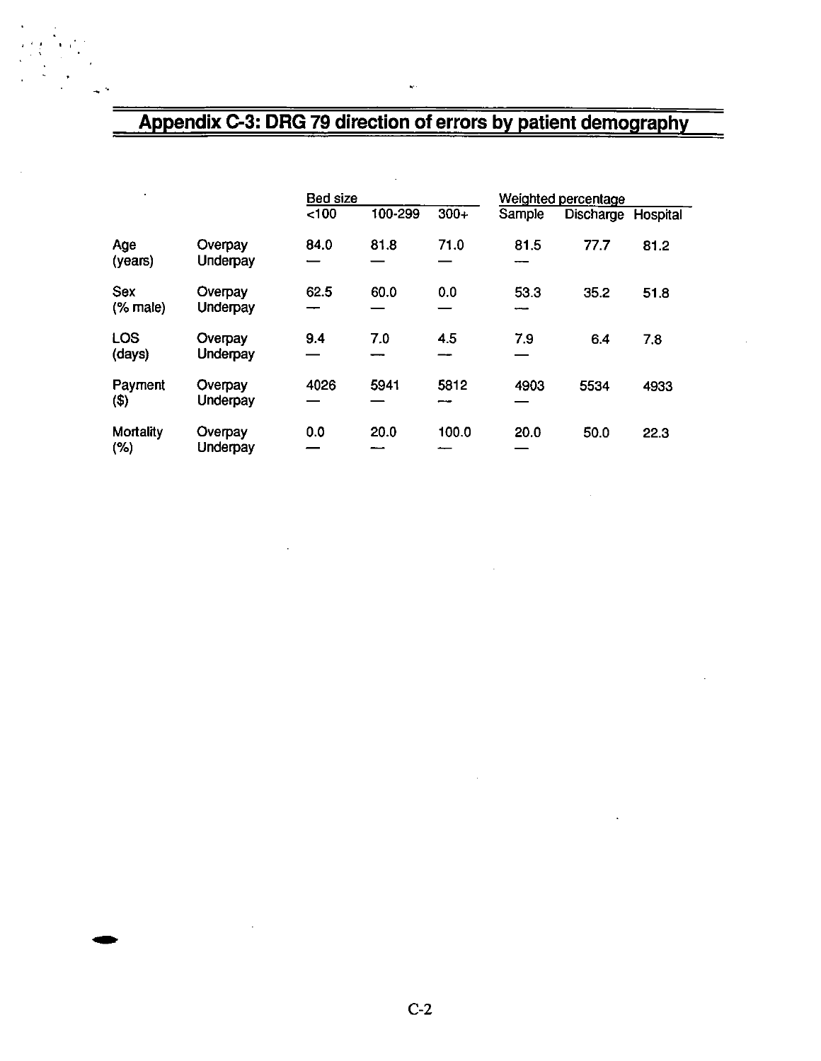## Appendix C-3: DRG 79 direction of errors by patient demography

| | | Bed size | | | Weighted percentage | | |
|---|---|---|---|---|---|---|---|
| | | <100 | 100-299 | 300+ | Sample | Discharge | Hospital |
| Age (years) | Overpay | 84.0 | 81.8 | 71.0 | 81.5 | 77.7 | 81.2 |
| | Underpay | — | — | — | — | | |
| Sex (% male) | Overpay | 62.5 | 60.0 | 0.0 | 53.3 | 35.2 | 51.8 |
| | Underpay | — | — | — | — | | |
| LOS (days) | Overpay | 9.4 | 7.0 | 4.5 | 7.9 | 6.4 | 7.8 |
| | Underpay | — | — | — | — | | |
| Payment ($) | Overpay | 4026 | 5941 | 5812 | 4903 | 5534 | 4933 |
| | Underpay | — | — | — | — | | |
| Mortality (%) | Overpay | 0.0 | 20.0 | 100.0 | 20.0 | 50.0 | 22.3 |
| | Underpay | — | — | — | — | | |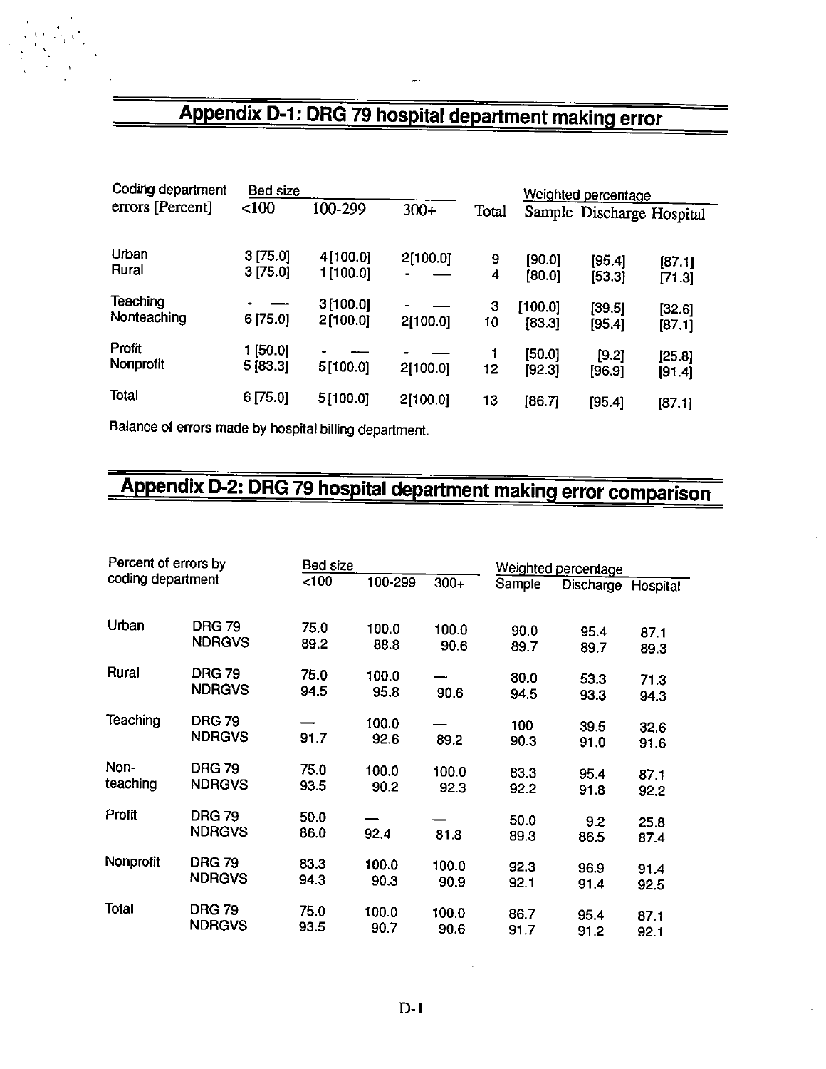## Appendix D-1: DRG 79 hospital department making error

| Coding department errors [Percent] | Bed size | | | Total | Weighted percentage | | |
|---|---|---|---|---|---|---|---|
| | <100 | 100-299 | 300+ | | Sample | Discharge | Hospital |
| Urban | 3 [75.0] | 4 [100.0] | 2 [100.0] | 9 | [90.0] | [95.4] | [87.1] |
| Rural | 3 [75.0] | 1 [100.0] | - — | 4 | [80.0] | [53.3] | [71.3] |
| Teaching | - — | 3 [100.0] | - — | 3 | [100.0] | [39.5] | [32.6] |
| Nonteaching | 6 [75.0] | 2 [100.0] | 2 [100.0] | 10 | [83.3] | [95.4] | [87.1] |
| Profit | 1 [50.0] | - — | - — | 1 | [50.0] | [9.2] | [25.8] |
| Nonprofit | 5 [83.3] | 5 [100.0] | 2 [100.0] | 12 | [92.3] | [96.9] | [91.4] |
| Total | 6 [75.0] | 5 [100.0] | 2 [100.0] | 13 | [86.7] | [95.4] | [87.1] |

Balance of errors made by hospital billing department.

## Appendix D-2: DRG 79 hospital department making error comparison

| Percent of errors by coding department | | Bed size | | | Weighted percentage | | |
|---|---|---|---|---|---|---|---|
| | | <100 | 100-299 | 300+ | Sample | Discharge | Hospital |
| Urban | DRG 79 | 75.0 | 100.0 | 100.0 | 90.0 | 95.4 | 87.1 |
| | NDRGVS | 89.2 | 88.8 | 90.6 | 89.7 | 89.7 | 89.3 |
| Rural | DRG 79 | 75.0 | 100.0 | — | 80.0 | 53.3 | 71.3 |
| | NDRGVS | 94.5 | 95.8 | 90.6 | 94.5 | 93.3 | 94.3 |
| Teaching | DRG 79 | — | 100.0 | — | 100 | 39.5 | 32.6 |
| | NDRGVS | 91.7 | 92.6 | 89.2 | 90.3 | 91.0 | 91.6 |
| Non-teaching | DRG 79 | 75.0 | 100.0 | 100.0 | 83.3 | 95.4 | 87.1 |
| | NDRGVS | 93.5 | 90.2 | 92.3 | 92.2 | 91.8 | 92.2 |
| Profit | DRG 79 | 50.0 | — | — | 50.0 | 9.2 | 25.8 |
| | NDRGVS | 86.0 | 92.4 | 81.8 | 89.3 | 86.5 | 87.4 |
| Nonprofit | DRG 79 | 83.3 | 100.0 | 100.0 | 92.3 | 96.9 | 91.4 |
| | NDRGVS | 94.3 | 90.3 | 90.9 | 92.1 | 91.4 | 92.5 |
| Total | DRG 79 | 75.0 | 100.0 | 100.0 | 86.7 | 95.4 | 87.1 |
| | NDRGVS | 93.5 | 90.7 | 90.6 | 91.7 | 91.2 | 92.1 |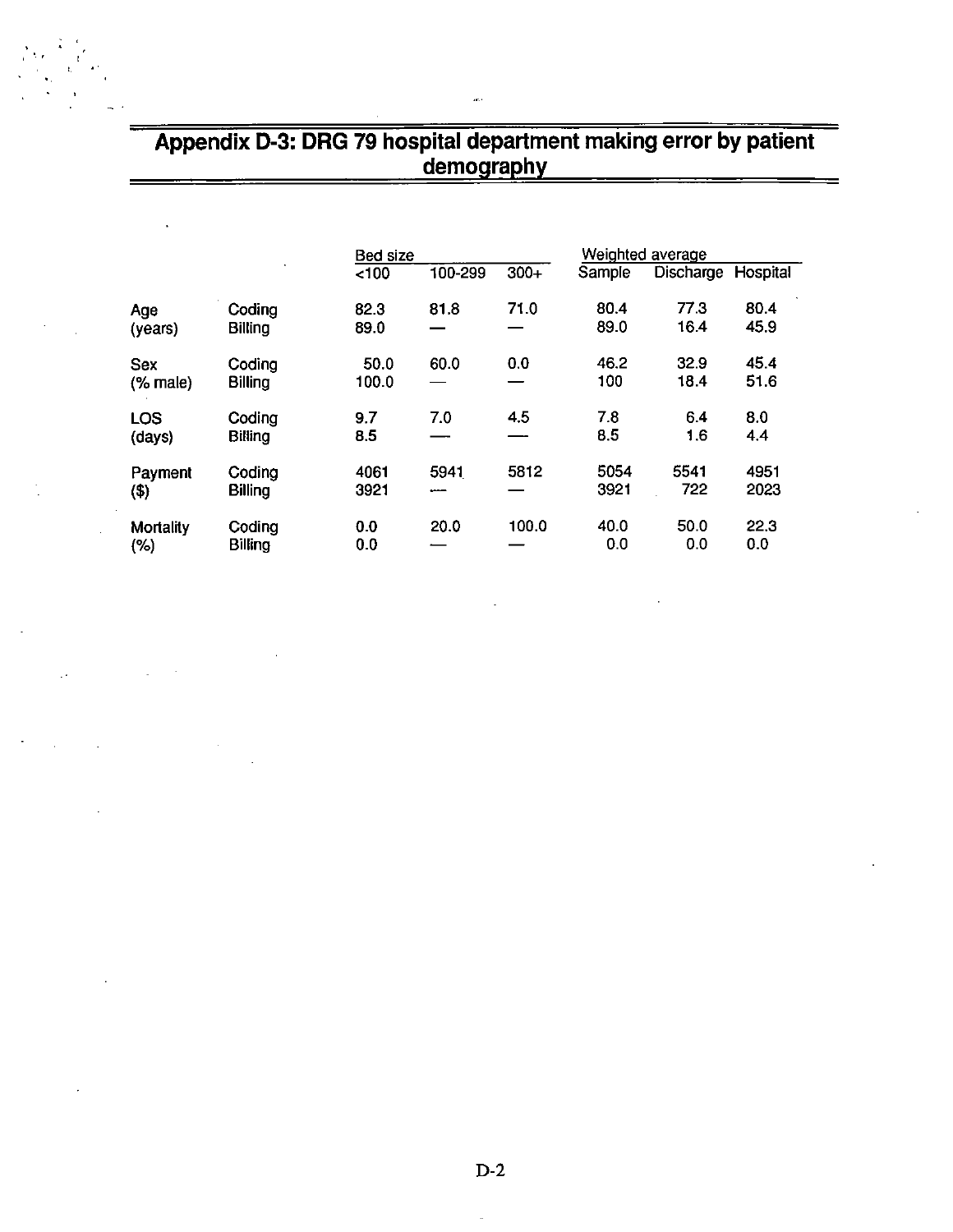## Appendix D-3: DRG 79 hospital department making error by patient demography

| | | Bed size | | | Weighted average | | |
|---|---|---|---|---|---|---|---|
| | | <100 | 100-299 | 300+ | Sample | Discharge | Hospital |
| Age (years) | Coding | 82.3 | 81.8 | 71.0 | 80.4 | 77.3 | 80.4 |
| | Billing | 89.0 | — | — | 89.0 | 16.4 | 45.9 |
| Sex (% male) | Coding | 50.0 | 60.0 | 0.0 | 46.2 | 32.9 | 45.4 |
| | Billing | 100.0 | — | — | 100 | 18.4 | 51.6 |
| LOS (days) | Coding | 9.7 | 7.0 | 4.5 | 7.8 | 6.4 | 8.0 |
| | Billing | 8.5 | — | — | 8.5 | 1.6 | 4.4 |
| Payment ($) | Coding | 4061 | 5941 | 5812 | 5054 | 5541 | 4951 |
| | Billing | 3921 | — | — | 3921 | 722 | 2023 |
| Mortality (%) | Coding | 0.0 | 20.0 | 100.0 | 40.0 | 50.0 | 22.3 |
| | Billing | 0.0 | — | — | 0.0 | 0.0 | 0.0 |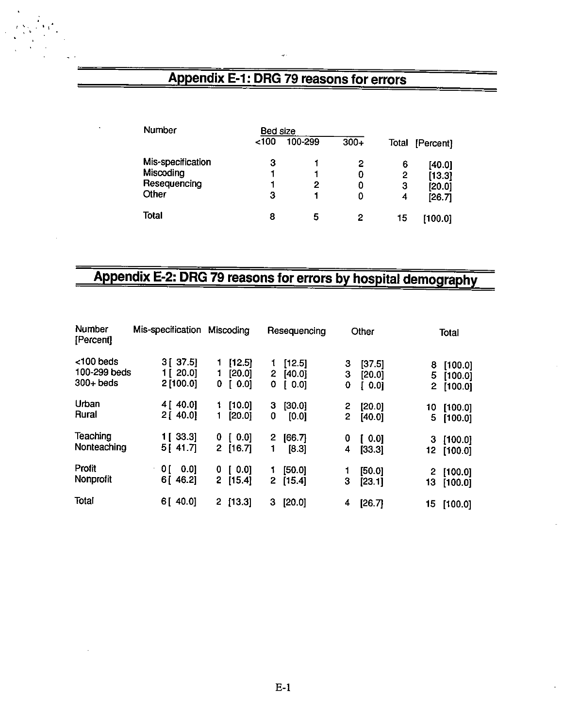## Appendix E-1: DRG 79 reasons for errors

| Number | Bed size <100 | 100-299 | 300+ | Total | [Percent] |
|---|---|---|---|---|---|
| Mis-specification | 3 | 1 | 2 | 6 | [40.0] |
| Miscoding | 1 | 1 | 0 | 2 | [13.3] |
| Resequencing | 1 | 2 | 0 | 3 | [20.0] |
| Other | 3 | 1 | 0 | 4 | [26.7] |
| Total | 8 | 5 | 2 | 15 | [100.0] |

## Appendix E-2: DRG 79 reasons for errors by hospital demography

| Number [Percent] | Mis-specification | Miscoding | Resequencing | Other | Total |
|---|---|---|---|---|---|
| <100 beds | 3 [ 37.5] | 1 [12.5] | 1 [12.5] | 3 [37.5] | 8 [100.0] |
| 100-299 beds | 1 [ 20.0] | 1 [20.0] | 2 [40.0] | 3 [20.0] | 5 [100.0] |
| 300+ beds | 2 [100.0] | 0 [ 0.0] | 0 [ 0.0] | 0 [ 0.0] | 2 [100.0] |
| Urban | 4 [ 40.0] | 1 [10.0] | 3 [30.0] | 2 [20.0] | 10 [100.0] |
| Rural | 2 [ 40.0] | 1 [20.0] | 0 [0.0] | 2 [40.0] | 5 [100.0] |
| Teaching | 1 [ 33.3] | 0 [ 0.0] | 2 [66.7] | 0 [ 0.0] | 3 [100.0] |
| Nonteaching | 5 [ 41.7] | 2 [16.7] | 1 [8.3] | 4 [33.3] | 12 [100.0] |
| Profit | 0 [ 0.0] | 0 [ 0.0] | 1 [50.0] | 1 [50.0] | 2 [100.0] |
| Nonprofit | 6 [ 46.2] | 2 [15.4] | 2 [15.4] | 3 [23.1] | 13 [100.0] |
| Total | 6 [ 40.0] | 2 [13.3] | 3 [20.0] | 4 [26.7] | 15 [100.0] |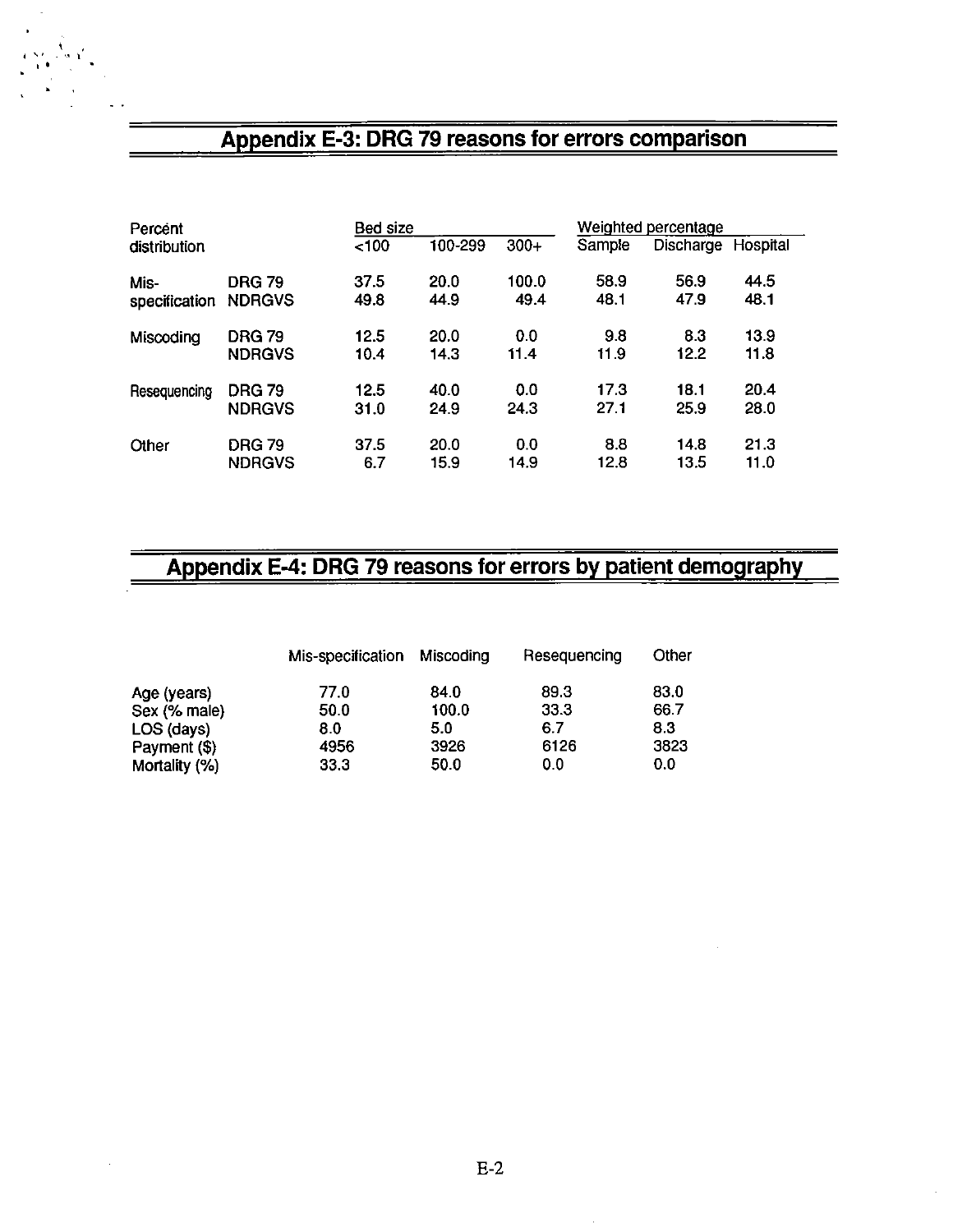## Appendix E-3: DRG 79 reasons for errors comparison

| Percent distribution | | Bed size | | | Weighted percentage | | |
|---|---|---|---|---|---|---|---|
| | | <100 | 100-299 | 300+ | Sample | Discharge | Hospital |
| Mis-specification | DRG 79 | 37.5 | 20.0 | 100.0 | 58.9 | 56.9 | 44.5 |
| | NDRGVS | 49.8 | 44.9 | 49.4 | 48.1 | 47.9 | 48.1 |
| Miscoding | DRG 79 | 12.5 | 20.0 | 0.0 | 9.8 | 8.3 | 13.9 |
| | NDRGVS | 10.4 | 14.3 | 11.4 | 11.9 | 12.2 | 11.8 |
| Resequencing | DRG 79 | 12.5 | 40.0 | 0.0 | 17.3 | 18.1 | 20.4 |
| | NDRGVS | 31.0 | 24.9 | 24.3 | 27.1 | 25.9 | 28.0 |
| Other | DRG 79 | 37.5 | 20.0 | 0.0 | 8.8 | 14.8 | 21.3 |
| | NDRGVS | 6.7 | 15.9 | 14.9 | 12.8 | 13.5 | 11.0 |

## Appendix E-4: DRG 79 reasons for errors by patient demography

| | Mis-specification | Miscoding | Resequencing | Other |
|---|---|---|---|---|
| Age (years) | 77.0 | 84.0 | 89.3 | 83.0 |
| Sex (% male) | 50.0 | 100.0 | 33.3 | 66.7 |
| LOS (days) | 8.0 | 5.0 | 6.7 | 8.3 |
| Payment ($) | 4956 | 3926 | 6126 | 3823 |
| Mortality (%) | 33.3 | 50.0 | 0.0 | 0.0 |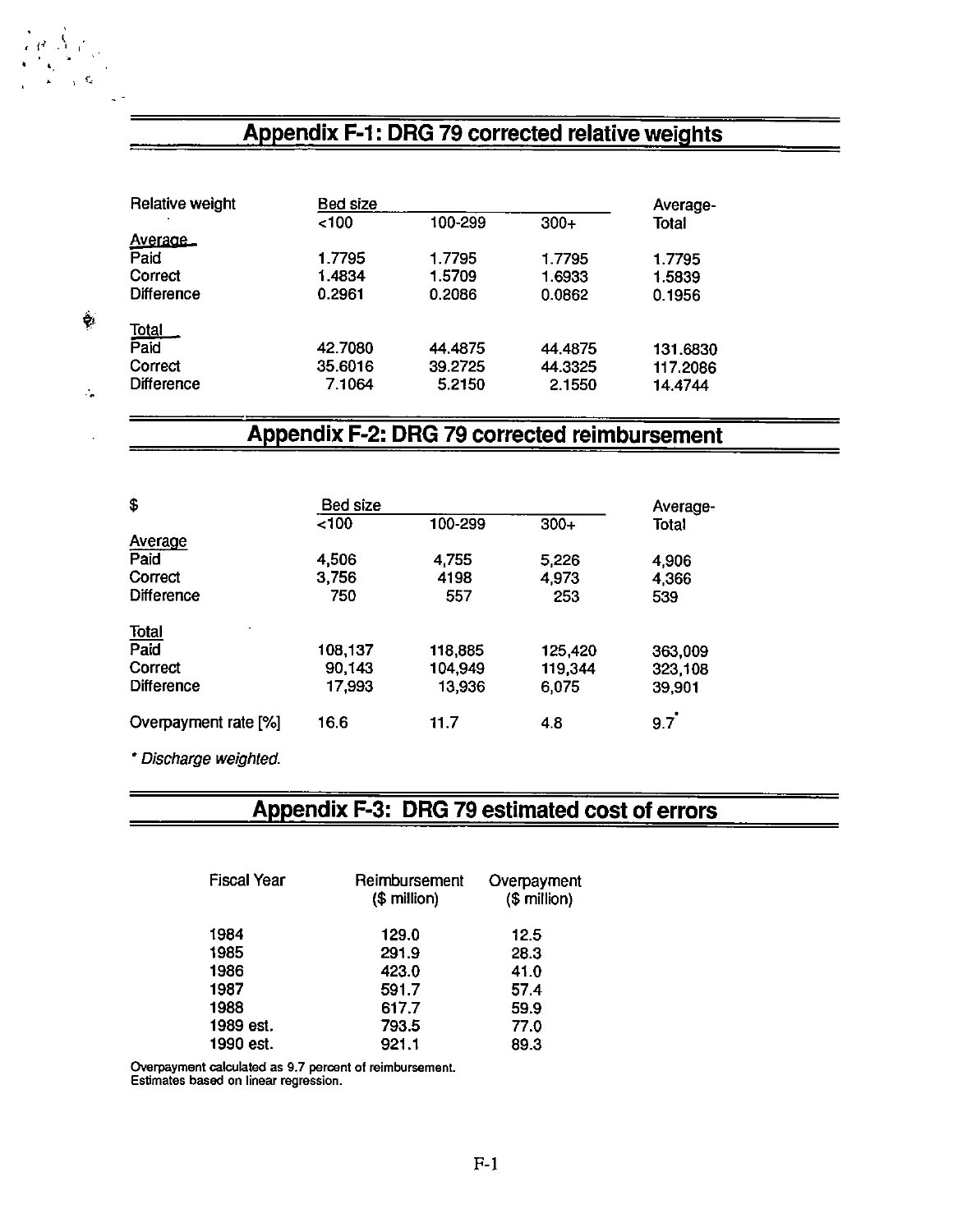## Appendix F-1: DRG 79 corrected relative weights

| Relative weight | Bed size | | | Average-Total |
|---|---|---|---|---|
| | <100 | 100-299 | 300+ | |
| **Average** | | | | |
| Paid | 1.7795 | 1.7795 | 1.7795 | 1.7795 |
| Correct | 1.4834 | 1.5709 | 1.6933 | 1.5839 |
| Difference | 0.2961 | 0.2086 | 0.0862 | 0.1956 |
| **Total** | | | | |
| Paid | 42.7080 | 44.4875 | 44.4875 | 131.6830 |
| Correct | 35.6016 | 39.2725 | 44.3325 | 117.2086 |
| Difference | 7.1064 | 5.2150 | 2.1550 | 14.4744 |

## Appendix F-2: DRG 79 corrected reimbursement

| $ | Bed size | | | Average-Total |
|---|---|---|---|---|
| | <100 | 100-299 | 300+ | |
| **Average** | | | | |
| Paid | 4,506 | 4,755 | 5,226 | 4,906 |
| Correct | 3,756 | 4198 | 4,973 | 4,366 |
| Difference | 750 | 557 | 253 | 539 |
| **Total** | | | | |
| Paid | 108,137 | 118,885 | 125,420 | 363,009 |
| Correct | 90,143 | 104,949 | 119,344 | 323,108 |
| Difference | 17,993 | 13,936 | 6,075 | 39,901 |
| Overpayment rate [%] | 16.6 | 11.7 | 4.8 | 9.7* |

*\* Discharge weighted.*

## Appendix F-3: DRG 79 estimated cost of errors

| Fiscal Year | Reimbursement ($ million) | Overpayment ($ million) |
|---|---|---|
| 1984 | 129.0 | 12.5 |
| 1985 | 291.9 | 28.3 |
| 1986 | 423.0 | 41.0 |
| 1987 | 591.7 | 57.4 |
| 1988 | 617.7 | 59.9 |
| 1989 est. | 793.5 | 77.0 |
| 1990 est. | 921.1 | 89.3 |

Overpayment calculated as 9.7 percent of reimbursement.
Estimates based on linear regression.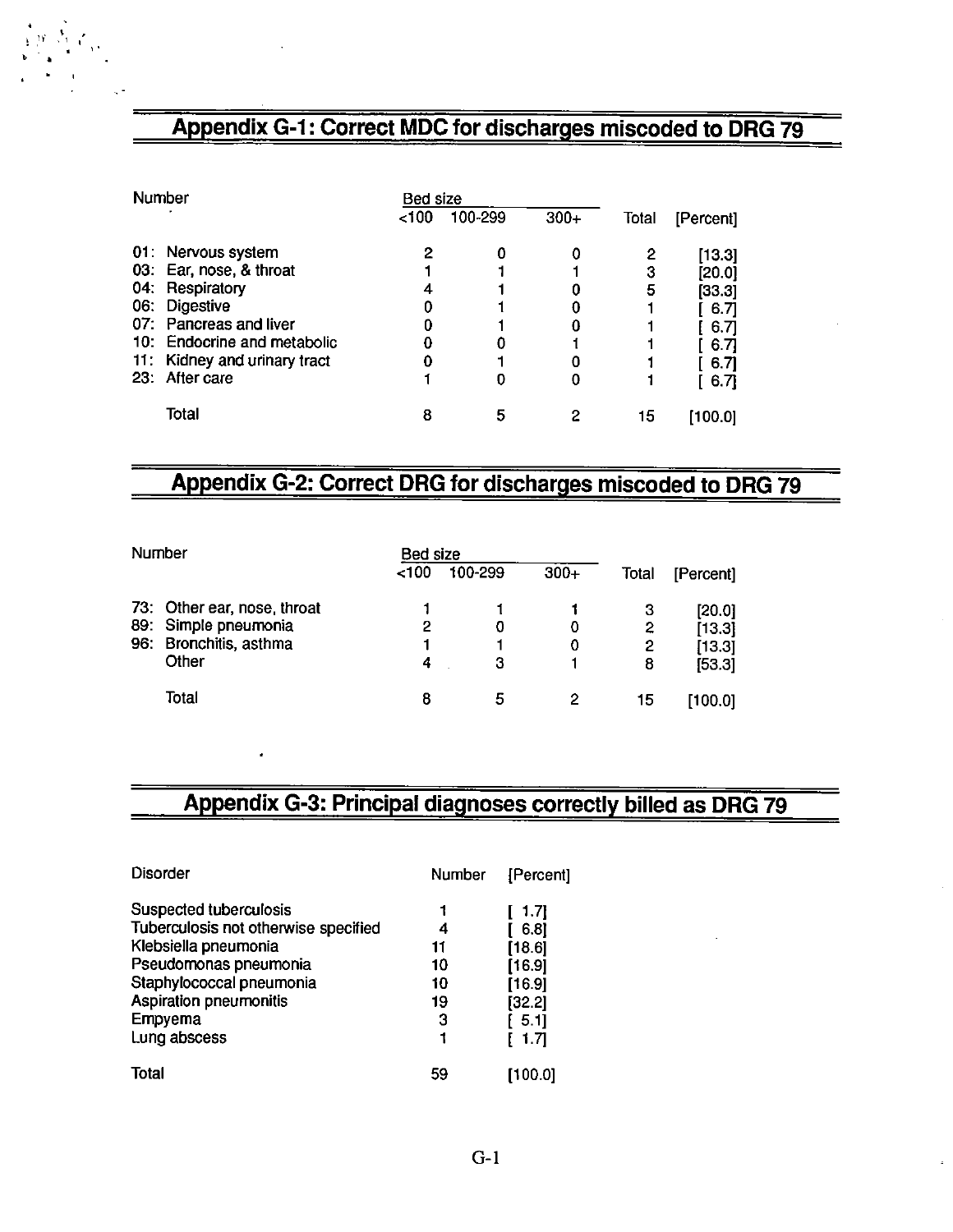## Appendix G-1: Correct MDC for discharges miscoded to DRG 79

| Number | Bed size | | | Total | [Percent] |
|---|---|---|---|---|---|
| | <100 | 100-299 | 300+ | | |
| 01: Nervous system | 2 | 0 | 0 | 2 | [13.3] |
| 03: Ear, nose, & throat | 1 | 1 | 1 | 3 | [20.0] |
| 04: Respiratory | 4 | 1 | 0 | 5 | [33.3] |
| 06: Digestive | 0 | 1 | 0 | 1 | [ 6.7] |
| 07: Pancreas and liver | 0 | 1 | 0 | 1 | [ 6.7] |
| 10: Endocrine and metabolic | 0 | 0 | 1 | 1 | [ 6.7] |
| 11: Kidney and urinary tract | 0 | 1 | 0 | 1 | [ 6.7] |
| 23: After care | 1 | 0 | 0 | 1 | [ 6.7] |
| Total | 8 | 5 | 2 | 15 | [100.0] |

## Appendix G-2: Correct DRG for discharges miscoded to DRG 79

| Number | Bed size | | | Total | [Percent] |
|---|---|---|---|---|---|
| | <100 | 100-299 | 300+ | | |
| 73: Other ear, nose, throat | 1 | 1 | 1 | 3 | [20.0] |
| 89: Simple pneumonia | 2 | 0 | 0 | 2 | [13.3] |
| 96: Bronchitis, asthma | 1 | 1 | 0 | 2 | [13.3] |
| Other | 4 | 3 | 1 | 8 | [53.3] |
| Total | 8 | 5 | 2 | 15 | [100.0] |

## Appendix G-3: Principal diagnoses correctly billed as DRG 79

| Disorder | Number | [Percent] |
|---|---|---|
| Suspected tuberculosis | 1 | [ 1.7] |
| Tuberculosis not otherwise specified | 4 | [ 6.8] |
| Klebsiella pneumonia | 11 | [18.6] |
| Pseudomonas pneumonia | 10 | [16.9] |
| Staphylococcal pneumonia | 10 | [16.9] |
| Aspiration pneumonitis | 19 | [32.2] |
| Empyema | 3 | [ 5.1] |
| Lung abscess | 1 | [ 1.7] |
| Total | 59 | [100.0] |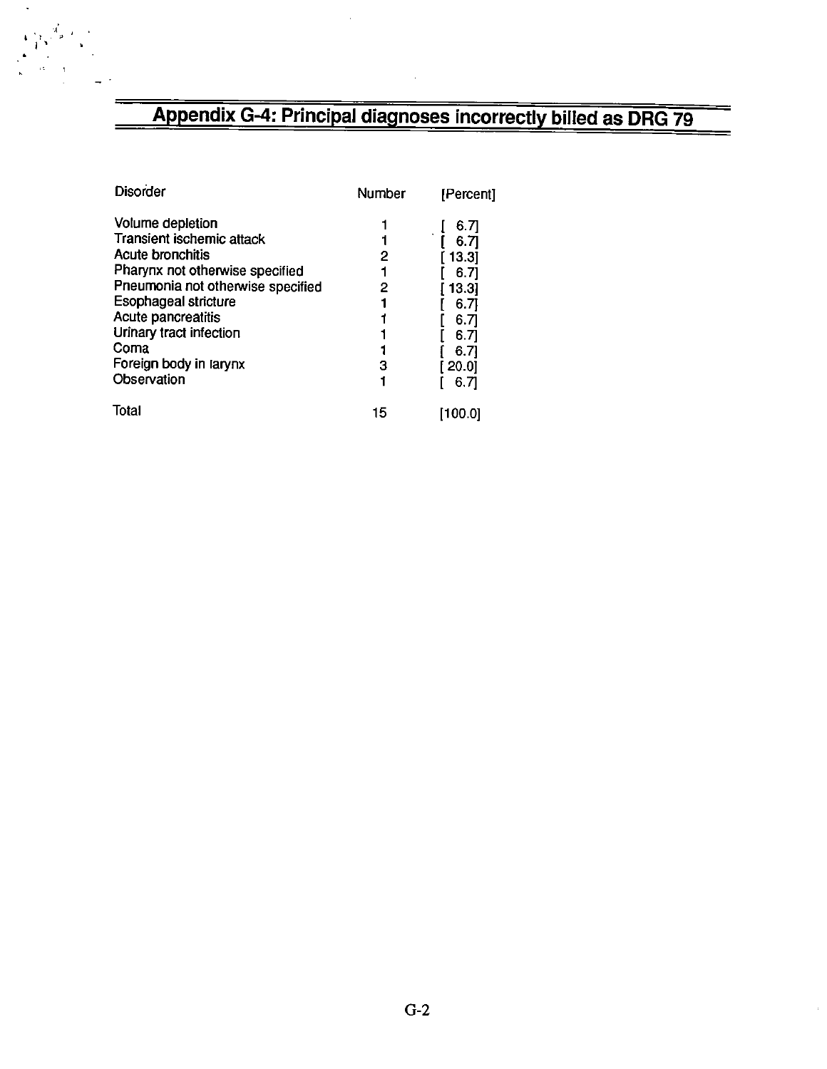## Appendix G-4: Principal diagnoses incorrectly billed as DRG 79

| Disorder | Number | [Percent] |
|---|---|---|
| Volume depletion | 1 | [ 6.7] |
| Transient ischemic attack | 1 | [ 6.7] |
| Acute bronchitis | 2 | [ 13.3] |
| Pharynx not otherwise specified | 1 | [ 6.7] |
| Pneumonia not otherwise specified | 2 | [ 13.3] |
| Esophageal stricture | 1 | [ 6.7] |
| Acute pancreatitis | 1 | [ 6.7] |
| Urinary tract infection | 1 | [ 6.7] |
| Coma | 1 | [ 6.7] |
| Foreign body in larynx | 3 | [ 20.0] |
| Observation | 1 | [ 6.7] |
| Total | 15 | [100.0] |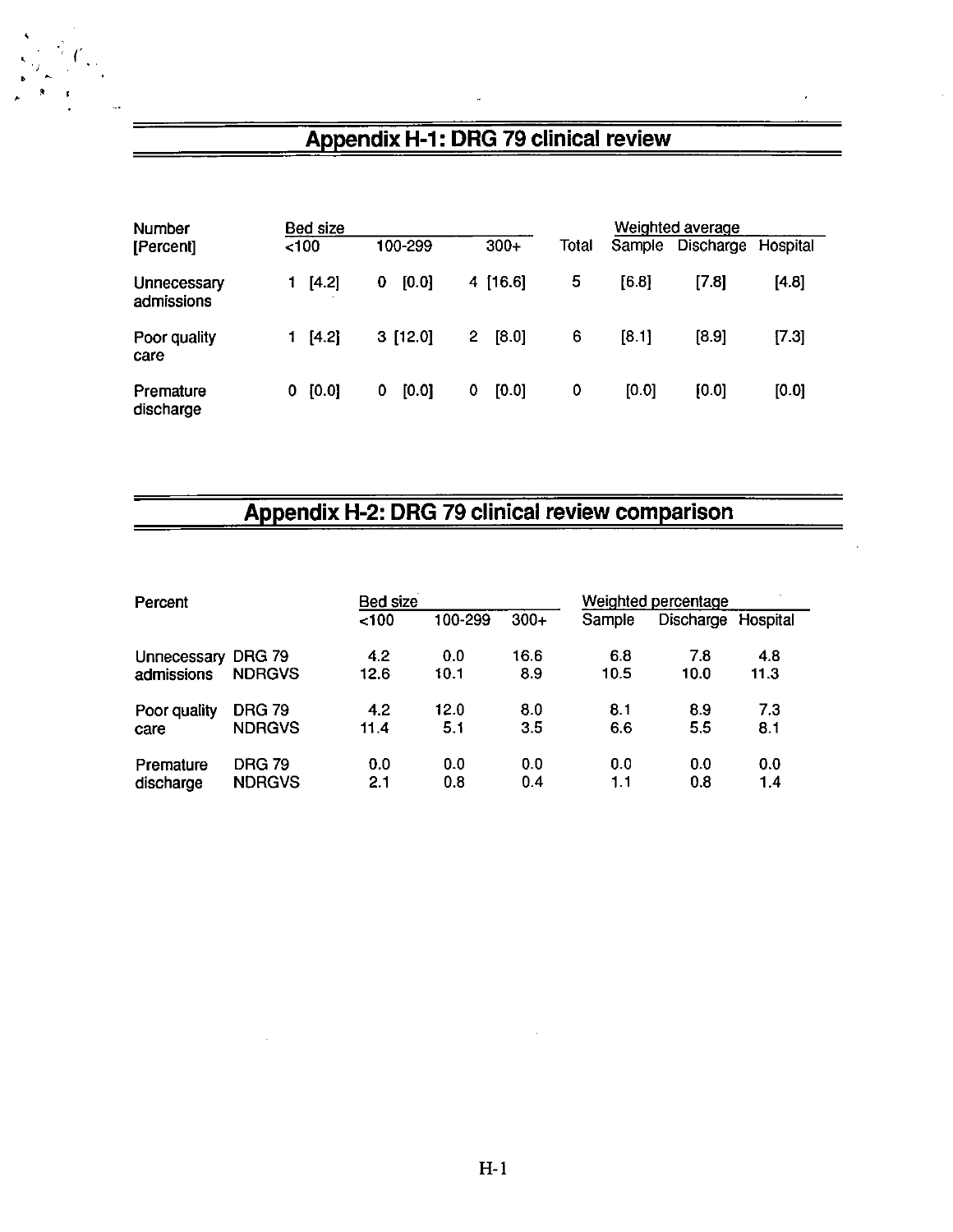## Appendix H-1: DRG 79 clinical review

| Number [Percent] | Bed size | | | | Weighted average | | |
|---|---|---|---|---|---|---|---|
| | <100 | 100-299 | 300+ | Total | Sample | Discharge | Hospital |
| Unnecessary admissions | 1 [4.2] | 0 [0.0] | 4 [16.6] | 5 | [6.8] | [7.8] | [4.8] |
| Poor quality care | 1 [4.2] | 3 [12.0] | 2 [8.0] | 6 | [8.1] | [8.9] | [7.3] |
| Premature discharge | 0 [0.0] | 0 [0.0] | 0 [0.0] | 0 | [0.0] | [0.0] | [0.0] |

## Appendix H-2: DRG 79 clinical review comparison

| Percent | | Bed size | | | Weighted percentage | | |
|---|---|---|---|---|---|---|---|
| | | <100 | 100-299 | 300+ | Sample | Discharge | Hospital |
| Unnecessary admissions | DRG 79 | 4.2 | 0.0 | 16.6 | 6.8 | 7.8 | 4.8 |
| | NDRGVS | 12.6 | 10.1 | 8.9 | 10.5 | 10.0 | 11.3 |
| Poor quality care | DRG 79 | 4.2 | 12.0 | 8.0 | 8.1 | 8.9 | 7.3 |
| | NDRGVS | 11.4 | 5.1 | 3.5 | 6.6 | 5.5 | 8.1 |
| Premature discharge | DRG 79 | 0.0 | 0.0 | 0.0 | 0.0 | 0.0 | 0.0 |
| | NDRGVS | 2.1 | 0.8 | 0.4 | 1.1 | 0.8 | 1.4 |